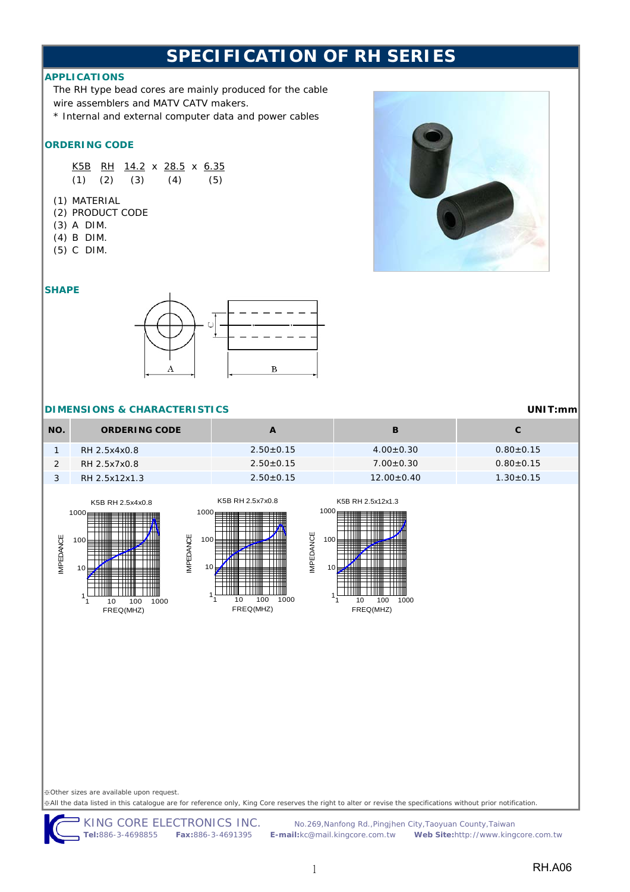# SPECIFICATION OF RH SERIES

## APPLICATIONS

The RH type bead cores are mainly produced for the cable wire assemblers and MATV CATV makers.
* Internal and external computer data and power cables

## ORDERING CODE

K5B RH 14.2 x 28.5 x 6.35
(1) (2) (3) (4) (5)

(1) MATERIAL
(2) PRODUCT CODE
(3) A DIM.
(4) B DIM.
(5) C DIM.

## SHAPE

## DIMENSIONS & CHARACTERISTICS

UNIT:mm

| NO. | ORDERING CODE | A | B | C |
|---|---|---|---|---|
| 1 | RH 2.5x4x0.8 | 2.50±0.15 | 4.00±0.30 | 0.80±0.15 |
| 2 | RH 2.5x7x0.8 | 2.50±0.15 | 7.00±0.30 | 0.80±0.15 |
| 3 | RH 2.5x12x1.3 | 2.50±0.15 | 12.00±0.40 | 1.30±0.15 |

K5B RH 2.5x4x0.8

K5B RH 2.5x7x0.8

K5B RH 2.5x12x1.3

※Other sizes are available upon request.
※All the data listed in this catalogue are for reference only, King Core reserves the right to alter or revise the specifications without prior notification.

KING CORE ELECTRONICS INC. No.269,Nanfong Rd.,Pingjhen City,Taoyuan County,Taiwan
**Tel:**886-3-4698855 **Fax:**886-3-4691395 **E-mail:**kc@mail.kingcore.com.tw **Web Site:**http://www.kingcore.com.tw

RH.A06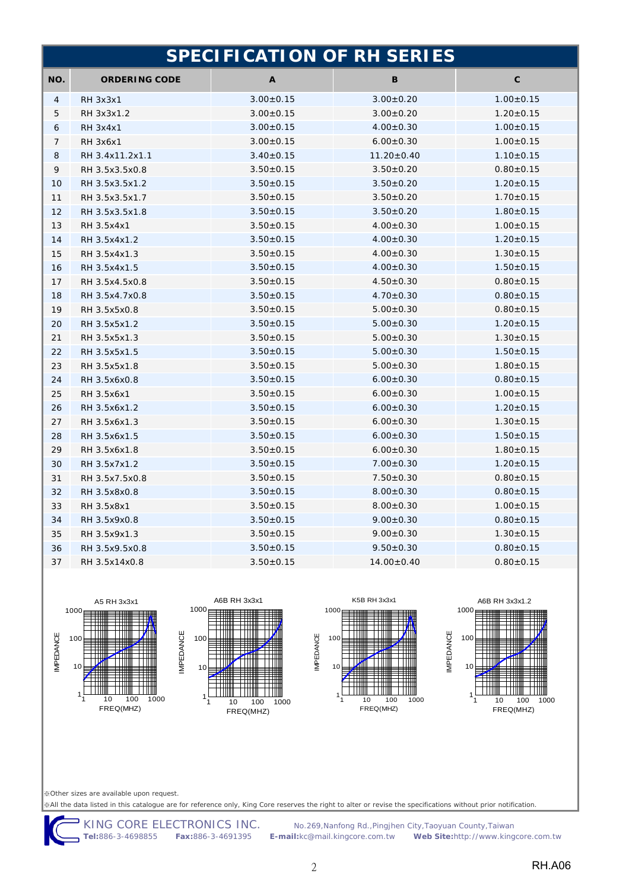# SPECIFICATION OF RH SERIES

| NO. | ORDERING CODE | A | B | C |
|---|---|---|---|---|
| 4 | RH 3x3x1 | 3.00±0.15 | 3.00±0.20 | 1.00±0.15 |
| 5 | RH 3x3x1.2 | 3.00±0.15 | 3.00±0.20 | 1.20±0.15 |
| 6 | RH 3x4x1 | 3.00±0.15 | 4.00±0.30 | 1.00±0.15 |
| 7 | RH 3x6x1 | 3.00±0.15 | 6.00±0.30 | 1.00±0.15 |
| 8 | RH 3.4x11.2x1.1 | 3.40±0.15 | 11.20±0.40 | 1.10±0.15 |
| 9 | RH 3.5x3.5x0.8 | 3.50±0.15 | 3.50±0.20 | 0.80±0.15 |
| 10 | RH 3.5x3.5x1.2 | 3.50±0.15 | 3.50±0.20 | 1.20±0.15 |
| 11 | RH 3.5x3.5x1.7 | 3.50±0.15 | 3.50±0.20 | 1.70±0.15 |
| 12 | RH 3.5x3.5x1.8 | 3.50±0.15 | 3.50±0.20 | 1.80±0.15 |
| 13 | RH 3.5x4x1 | 3.50±0.15 | 4.00±0.30 | 1.00±0.15 |
| 14 | RH 3.5x4x1.2 | 3.50±0.15 | 4.00±0.30 | 1.20±0.15 |
| 15 | RH 3.5x4x1.3 | 3.50±0.15 | 4.00±0.30 | 1.30±0.15 |
| 16 | RH 3.5x4x1.5 | 3.50±0.15 | 4.00±0.30 | 1.50±0.15 |
| 17 | RH 3.5x4.5x0.8 | 3.50±0.15 | 4.50±0.30 | 0.80±0.15 |
| 18 | RH 3.5x4.7x0.8 | 3.50±0.15 | 4.70±0.30 | 0.80±0.15 |
| 19 | RH 3.5x5x0.8 | 3.50±0.15 | 5.00±0.30 | 0.80±0.15 |
| 20 | RH 3.5x5x1.2 | 3.50±0.15 | 5.00±0.30 | 1.20±0.15 |
| 21 | RH 3.5x5x1.3 | 3.50±0.15 | 5.00±0.30 | 1.30±0.15 |
| 22 | RH 3.5x5x1.5 | 3.50±0.15 | 5.00±0.30 | 1.50±0.15 |
| 23 | RH 3.5x5x1.8 | 3.50±0.15 | 5.00±0.30 | 1.80±0.15 |
| 24 | RH 3.5x6x0.8 | 3.50±0.15 | 6.00±0.30 | 0.80±0.15 |
| 25 | RH 3.5x6x1 | 3.50±0.15 | 6.00±0.30 | 1.00±0.15 |
| 26 | RH 3.5x6x1.2 | 3.50±0.15 | 6.00±0.30 | 1.20±0.15 |
| 27 | RH 3.5x6x1.3 | 3.50±0.15 | 6.00±0.30 | 1.30±0.15 |
| 28 | RH 3.5x6x1.5 | 3.50±0.15 | 6.00±0.30 | 1.50±0.15 |
| 29 | RH 3.5x6x1.8 | 3.50±0.15 | 6.00±0.30 | 1.80±0.15 |
| 30 | RH 3.5x7x1.2 | 3.50±0.15 | 7.00±0.30 | 1.20±0.15 |
| 31 | RH 3.5x7.5x0.8 | 3.50±0.15 | 7.50±0.30 | 0.80±0.15 |
| 32 | RH 3.5x8x0.8 | 3.50±0.15 | 8.00±0.30 | 0.80±0.15 |
| 33 | RH 3.5x8x1 | 3.50±0.15 | 8.00±0.30 | 1.00±0.15 |
| 34 | RH 3.5x9x0.8 | 3.50±0.15 | 9.00±0.30 | 0.80±0.15 |
| 35 | RH 3.5x9x1.3 | 3.50±0.15 | 9.00±0.30 | 1.30±0.15 |
| 36 | RH 3.5x9.5x0.8 | 3.50±0.15 | 9.50±0.30 | 0.80±0.15 |
| 37 | RH 3.5x14x0.8 | 3.50±0.15 | 14.00±0.40 | 0.80±0.15 |

A5 RH 3x3x1 — IMPEDANCE vs FREQ(MHZ)

A6B RH 3x3x1 — IMPEDANCE vs FREQ(MHZ)

K5B RH 3x3x1 — IMPEDANCE vs FREQ(MHZ)

A6B RH 3x3x1.2 — IMPEDANCE vs FREQ(MHZ)

※Other sizes are available upon request.

※All the data listed in this catalogue are for reference only, King Core reserves the right to alter or revise the specifications without prior notification.

KING CORE ELECTRONICS INC. No.269,Nanfong Rd.,Pingjhen City,Taoyuan County,Taiwan
**Tel:**886-3-4698855 **Fax:**886-3-4691395 **E-mail:**kc@mail.kingcore.com.tw **Web Site:**http://www.kingcore.com.tw

RH.A06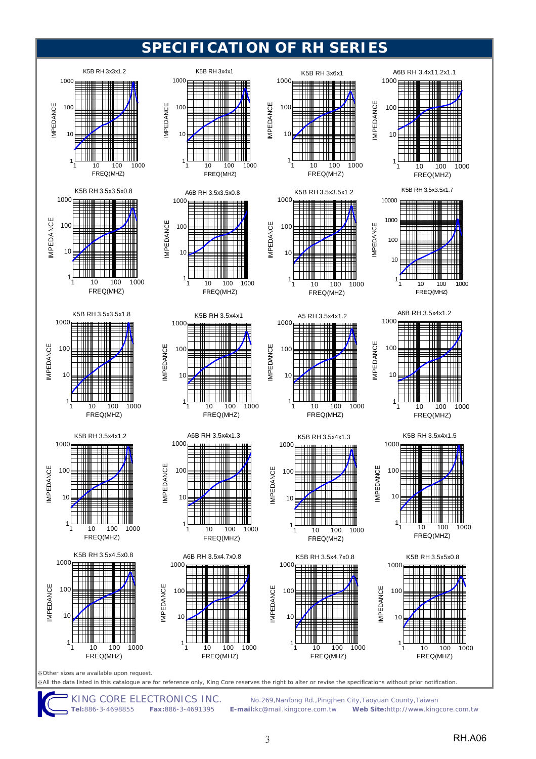# SPECIFICATION OF RH SERIES

K5B RH 3x3x1.2

K5B RH 3x4x1

K5B RH 3x6x1

A6B RH 3.4x11.2x1.1

K5B RH 3.5x3.5x0.8

A6B RH 3.5x3.5x0.8

K5B RH 3.5x3.5x1.2

K5B RH 3.5x3.5x1.7

K5B RH 3.5x3.5x1.8

K5B RH 3.5x4x1

A5 RH 3.5x4x1.2

A6B RH 3.5x4x1.2

K5B RH 3.5x4x1.2

A6B RH 3.5x4x1.3

K5B RH 3.5x4x1.3

K5B RH 3.5x4x1.5

K5B RH 3.5x4.5x0.8

A6B RH 3.5x4.7x0.8

K5B RH 3.5x4.7x0.8

K5B RH 3.5x5x0.8

(Each chart: IMPEDANCE vs. FREQ(MHZ))

※Other sizes are available upon request.

※All the data listed in this catalogue are for reference only, King Core reserves the right to alter or revise the specifications without prior notification.

KING CORE ELECTRONICS INC. No.269,Nanfong Rd.,Pingjhen City,Taoyuan County,Taiwan

**Tel:**886-3-4698855 **Fax:**886-3-4691395 **E-mail:**kc@mail.kingcore.com.tw **Web Site:**http://www.kingcore.com.tw

RH.A06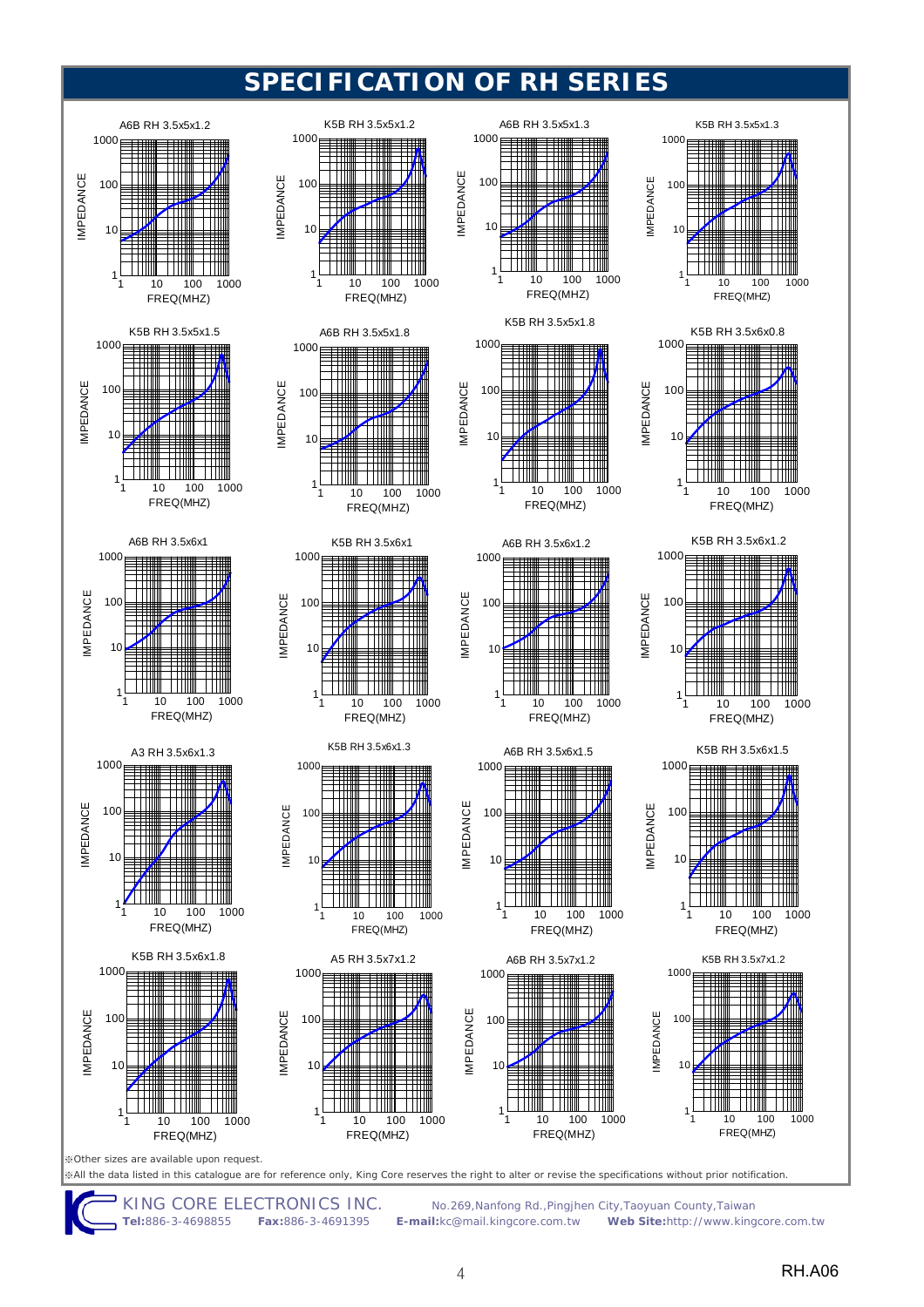# SPECIFICATION OF RH SERIES

A6B RH 3.5x5x1.2

K5B RH 3.5x5x1.2

A6B RH 3.5x5x1.3

K5B RH 3.5x5x1.3

K5B RH 3.5x5x1.5

A6B RH 3.5x5x1.8

K5B RH 3.5x5x1.8

K5B RH 3.5x6x0.8

A6B RH 3.5x6x1

K5B RH 3.5x6x1

A6B RH 3.5x6x1.2

K5B RH 3.5x6x1.2

A3 RH 3.5x6x1.3

K5B RH 3.5x6x1.3

A6B RH 3.5x6x1.5

K5B RH 3.5x6x1.5

K5B RH 3.5x6x1.8

A5 RH 3.5x7x1.2

A6B RH 3.5x7x1.2

K5B RH 3.5x7x1.2

(All charts: IMPEDANCE (1–1000) vs. FREQ(MHZ) (1–1000))

※Other sizes are available upon request.

※All the data listed in this catalogue are for reference only, King Core reserves the right to alter or revise the specifications without prior notification.

KING CORE ELECTRONICS INC. No.269,Nanfong Rd.,Pingjhen City,Taoyuan County,Taiwan

**Tel:**886-3-4698855 **Fax:**886-3-4691395 **E-mail:**kc@mail.kingcore.com.tw **Web Site:**http://www.kingcore.com.tw

RH.A06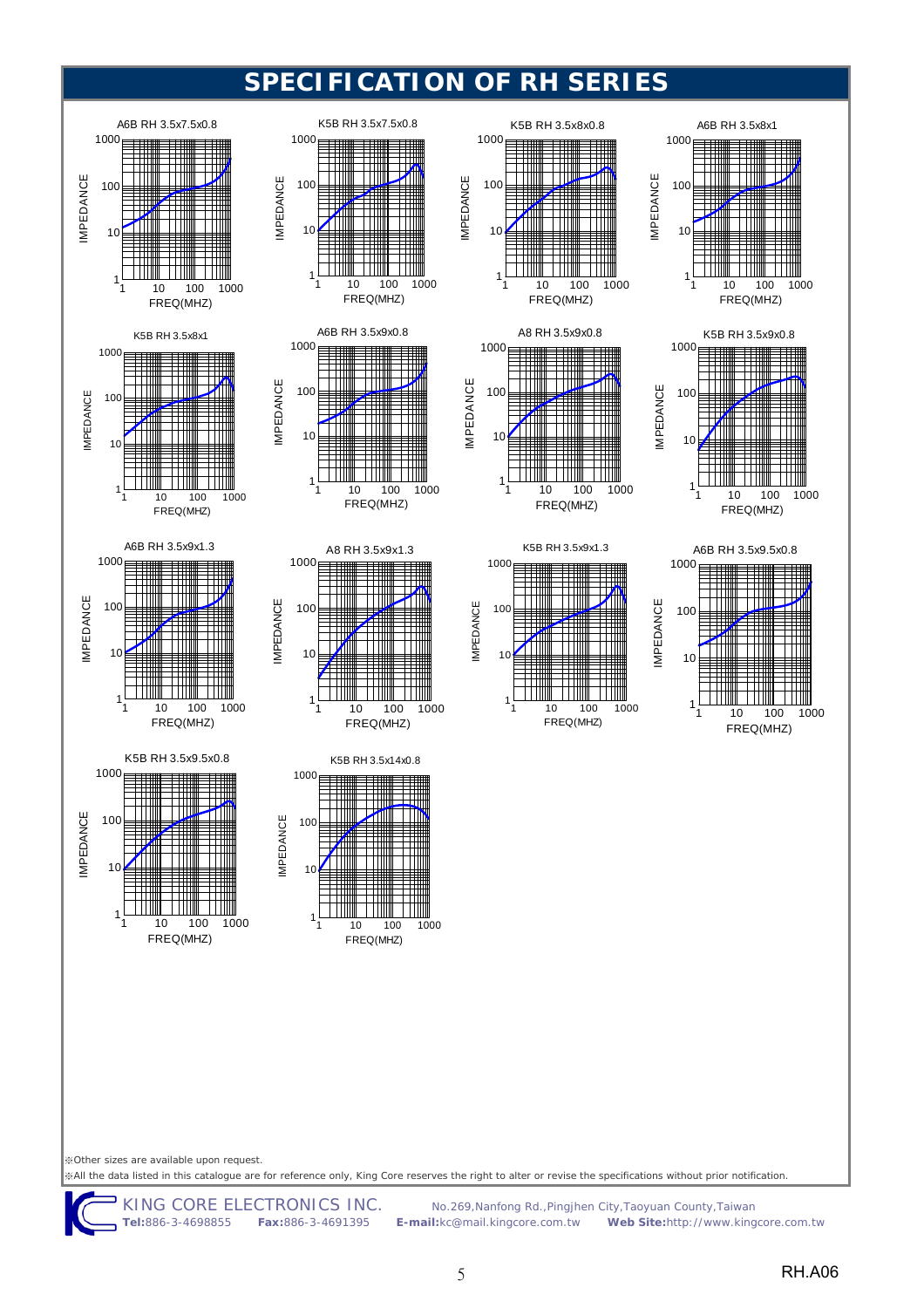# SPECIFICATION OF RH SERIES

A6B RH 3.5x7.5x0.8

K5B RH 3.5x7.5x0.8

K5B RH 3.5x8x0.8

A6B RH 3.5x8x1

K5B RH 3.5x8x1

A6B RH 3.5x9x0.8

A8 RH 3.5x9x0.8

K5B RH 3.5x9x0.8

A6B RH 3.5x9x1.3

A8 RH 3.5x9x1.3

K5B RH 3.5x9x1.3

A6B RH 3.5x9.5x0.8

K5B RH 3.5x9.5x0.8

K5B RH 3.5x14x0.8

※Other sizes are available upon request.

※All the data listed in this catalogue are for reference only, King Core reserves the right to alter or revise the specifications without prior notification.

KING CORE ELECTRONICS INC. No.269,Nanfong Rd.,Pingjhen City,Taoyuan County,Taiwan
**Tel:**886-3-4698855 **Fax:**886-3-4691395 **E-mail:**kc@mail.kingcore.com.tw **Web Site:**http://www.kingcore.com.tw

RH.A06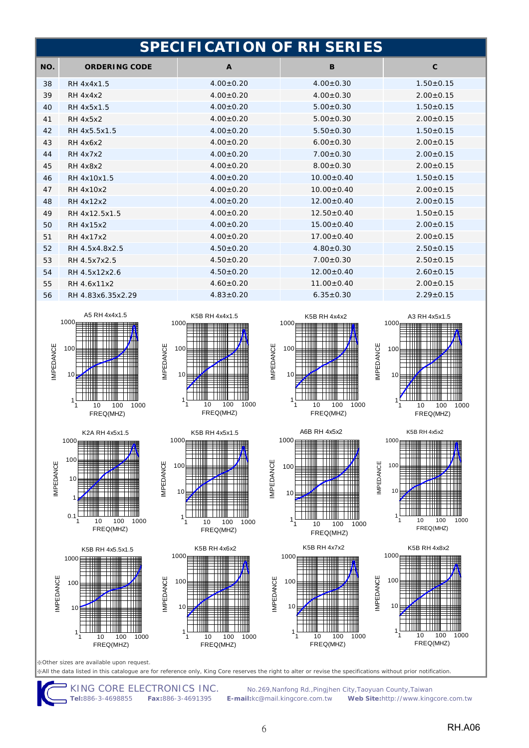# SPECIFICATION OF RH SERIES

| NO. | ORDERING CODE | A | B | C |
|---|---|---|---|---|
| 38 | RH 4x4x1.5 | 4.00±0.20 | 4.00±0.30 | 1.50±0.15 |
| 39 | RH 4x4x2 | 4.00±0.20 | 4.00±0.30 | 2.00±0.15 |
| 40 | RH 4x5x1.5 | 4.00±0.20 | 5.00±0.30 | 1.50±0.15 |
| 41 | RH 4x5x2 | 4.00±0.20 | 5.00±0.30 | 2.00±0.15 |
| 42 | RH 4x5.5x1.5 | 4.00±0.20 | 5.50±0.30 | 1.50±0.15 |
| 43 | RH 4x6x2 | 4.00±0.20 | 6.00±0.30 | 2.00±0.15 |
| 44 | RH 4x7x2 | 4.00±0.20 | 7.00±0.30 | 2.00±0.15 |
| 45 | RH 4x8x2 | 4.00±0.20 | 8.00±0.30 | 2.00±0.15 |
| 46 | RH 4x10x1.5 | 4.00±0.20 | 10.00±0.40 | 1.50±0.15 |
| 47 | RH 4x10x2 | 4.00±0.20 | 10.00±0.40 | 2.00±0.15 |
| 48 | RH 4x12x2 | 4.00±0.20 | 12.00±0.40 | 2.00±0.15 |
| 49 | RH 4x12.5x1.5 | 4.00±0.20 | 12.50±0.40 | 1.50±0.15 |
| 50 | RH 4x15x2 | 4.00±0.20 | 15.00±0.40 | 2.00±0.15 |
| 51 | RH 4x17x2 | 4.00±0.20 | 17.00±0.40 | 2.00±0.15 |
| 52 | RH 4.5x4.8x2.5 | 4.50±0.20 | 4.80±0.30 | 2.50±0.15 |
| 53 | RH 4.5x7x2.5 | 4.50±0.20 | 7.00±0.30 | 2.50±0.15 |
| 54 | RH 4.5x12x2.6 | 4.50±0.20 | 12.00±0.40 | 2.60±0.15 |
| 55 | RH 4.6x11x2 | 4.60±0.20 | 11.00±0.40 | 2.00±0.15 |
| 56 | RH 4.83x6.35x2.29 | 4.83±0.20 | 6.35±0.30 | 2.29±0.15 |

A5 RH 4x4x1.5

K5B RH 4x4x1.5

K5B RH 4x4x2

A3 RH 4x5x1.5

K2A RH 4x5x1.5

K5B RH 4x5x1.5

A6B RH 4x5x2

K5B RH 4x5x2

K5B RH 4x5.5x1.5

K5B RH 4x6x2

K5B RH 4x7x2

K5B RH 4x8x2

(Charts: IMPEDANCE vs. FREQ(MHZ))

※Other sizes are available upon request.

※All the data listed in this catalogue are for reference only, King Core reserves the right to alter or revise the specifications without prior notification.

KING CORE ELECTRONICS INC. No.269,Nanfong Rd.,Pingjhen City,Taoyuan County,Taiwan
**Tel:**886-3-4698855 **Fax:**886-3-4691395 **E-mail:**kc@mail.kingcore.com.tw **Web Site:**http://www.kingcore.com.tw

RH.A06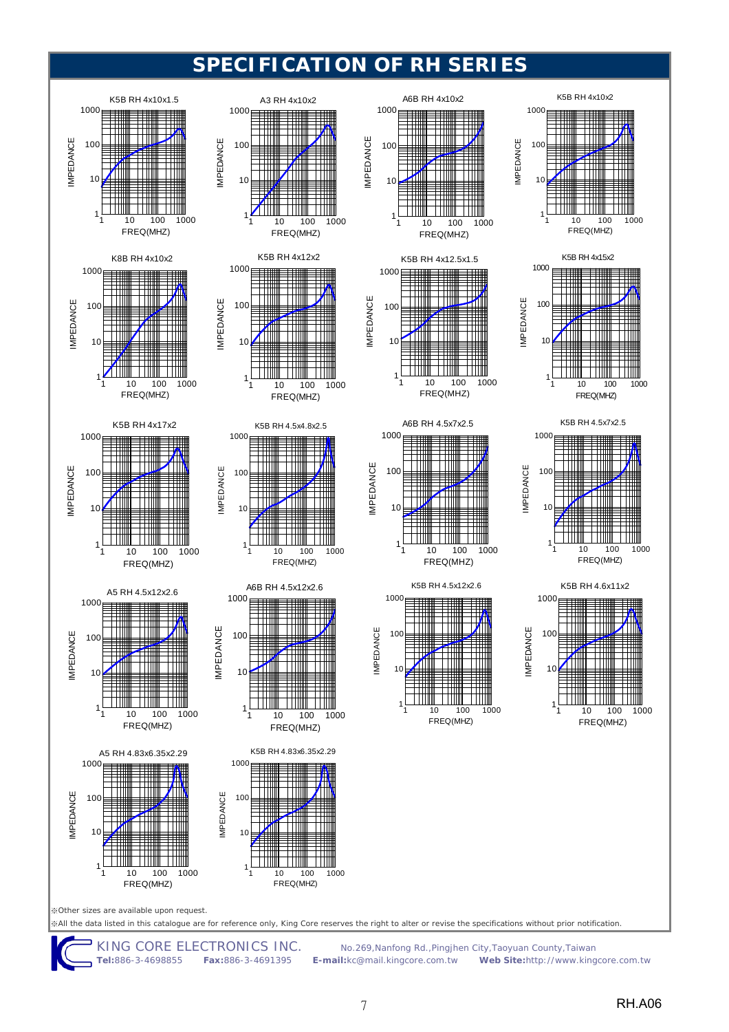# SPECIFICATION OF RH SERIES

K5B RH 4x10x1.5

A3 RH 4x10x2

A6B RH 4x10x2

K5B RH 4x10x2

K8B RH 4x10x2

K5B RH 4x12x2

K5B RH 4x12.5x1.5

K5B RH 4x15x2

K5B RH 4x17x2

K5B RH 4.5x4.8x2.5

A6B RH 4.5x7x2.5

K5B RH 4.5x7x2.5

A5 RH 4.5x12x2.6

A6B RH 4.5x12x2.6

K5B RH 4.5x12x2.6

K5B RH 4.6x11x2

A5 RH 4.83x6.35x2.29

K5B RH 4.83x6.35x2.29

(Each chart: IMPEDANCE 1–1000 vs. FREQ(MHZ) 1–1000)

※Other sizes are available upon request.

※All the data listed in this catalogue are for reference only, King Core reserves the right to alter or revise the specifications without prior notification.

KING CORE ELECTRONICS INC. No.269,Nanfong Rd.,Pingjhen City,Taoyuan County,Taiwan

**Tel:**886-3-4698855 **Fax:**886-3-4691395 **E-mail:**kc@mail.kingcore.com.tw **Web Site:**http://www.kingcore.com.tw

RH.A06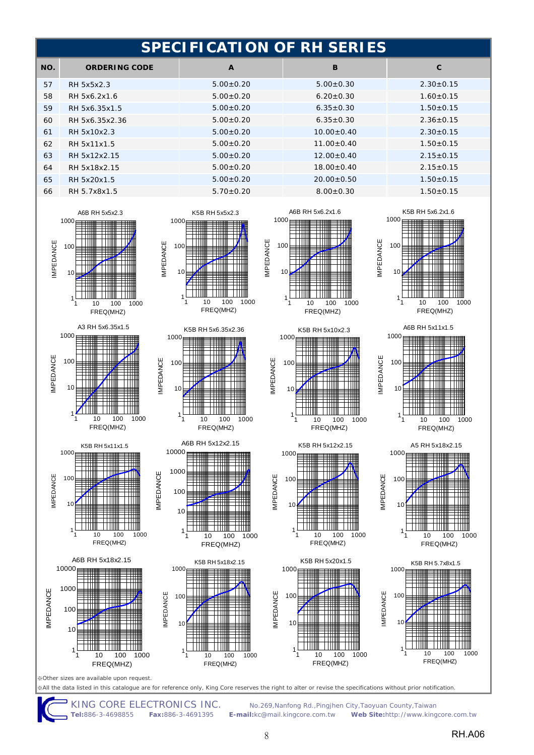# SPECIFICATION OF RH SERIES

| NO. | ORDERING CODE | A | B | C |
|---|---|---|---|---|
| 57 | RH 5x5x2.3 | 5.00±0.20 | 5.00±0.30 | 2.30±0.15 |
| 58 | RH 5x6.2x1.6 | 5.00±0.20 | 6.20±0.30 | 1.60±0.15 |
| 59 | RH 5x6.35x1.5 | 5.00±0.20 | 6.35±0.30 | 1.50±0.15 |
| 60 | RH 5x6.35x2.36 | 5.00±0.20 | 6.35±0.30 | 2.36±0.15 |
| 61 | RH 5x10x2.3 | 5.00±0.20 | 10.00±0.40 | 2.30±0.15 |
| 62 | RH 5x11x1.5 | 5.00±0.20 | 11.00±0.40 | 1.50±0.15 |
| 63 | RH 5x12x2.15 | 5.00±0.20 | 12.00±0.40 | 2.15±0.15 |
| 64 | RH 5x18x2.15 | 5.00±0.20 | 18.00±0.40 | 2.15±0.15 |
| 65 | RH 5x20x1.5 | 5.00±0.20 | 20.00±0.50 | 1.50±0.15 |
| 66 | RH 5.7x8x1.5 | 5.70±0.20 | 8.00±0.30 | 1.50±0.15 |

A6B RH 5x5x2.3 — IMPEDANCE vs FREQ(MHZ)

K5B RH 5x5x2.3 — IMPEDANCE vs FREQ(MHZ)

A6B RH 5x6.2x1.6 — IMPEDANCE vs FREQ(MHZ)

K5B RH 5x6.2x1.6 — IMPEDANCE vs FREQ(MHZ)

A3 RH 5x6.35x1.5 — IMPEDANCE vs FREQ(MHZ)

K5B RH 5x6.35x2.36 — IMPEDANCE vs FREQ(MHZ)

K5B RH 5x10x2.3 — IMPEDANCE vs FREQ(MHZ)

A6B RH 5x11x1.5 — IMPEDANCE vs FREQ(MHZ)

K5B RH 5x11x1.5 — IMPEDANCE vs FREQ(MHZ)

A6B RH 5x12x2.15 — IMPEDANCE vs FREQ(MHZ)

K5B RH 5x12x2.15 — IMPEDANCE vs FREQ(MHZ)

A5 RH 5x18x2.15 — IMPEDANCE vs FREQ(MHZ)

A6B RH 5x18x2.15 — IMPEDANCE vs FREQ(MHZ)

K5B RH 5x18x2.15 — IMPEDANCE vs FREQ(MHZ)

K5B RH 5x20x1.5 — IMPEDANCE vs FREQ(MHZ)

K5B RH 5.7x8x1.5 — IMPEDANCE vs FREQ(MHZ)

※Other sizes are available upon request.

※All the data listed in this catalogue are for reference only, King Core reserves the right to alter or revise the specifications without prior notification.

KING CORE ELECTRONICS INC. No.269,Nanfong Rd.,Pingjhen City,Taoyuan County,Taiwan
**Tel:**886-3-4698855 **Fax:**886-3-4691395 **E-mail:**kc@mail.kingcore.com.tw **Web Site:**http://www.kingcore.com.tw

RH.A06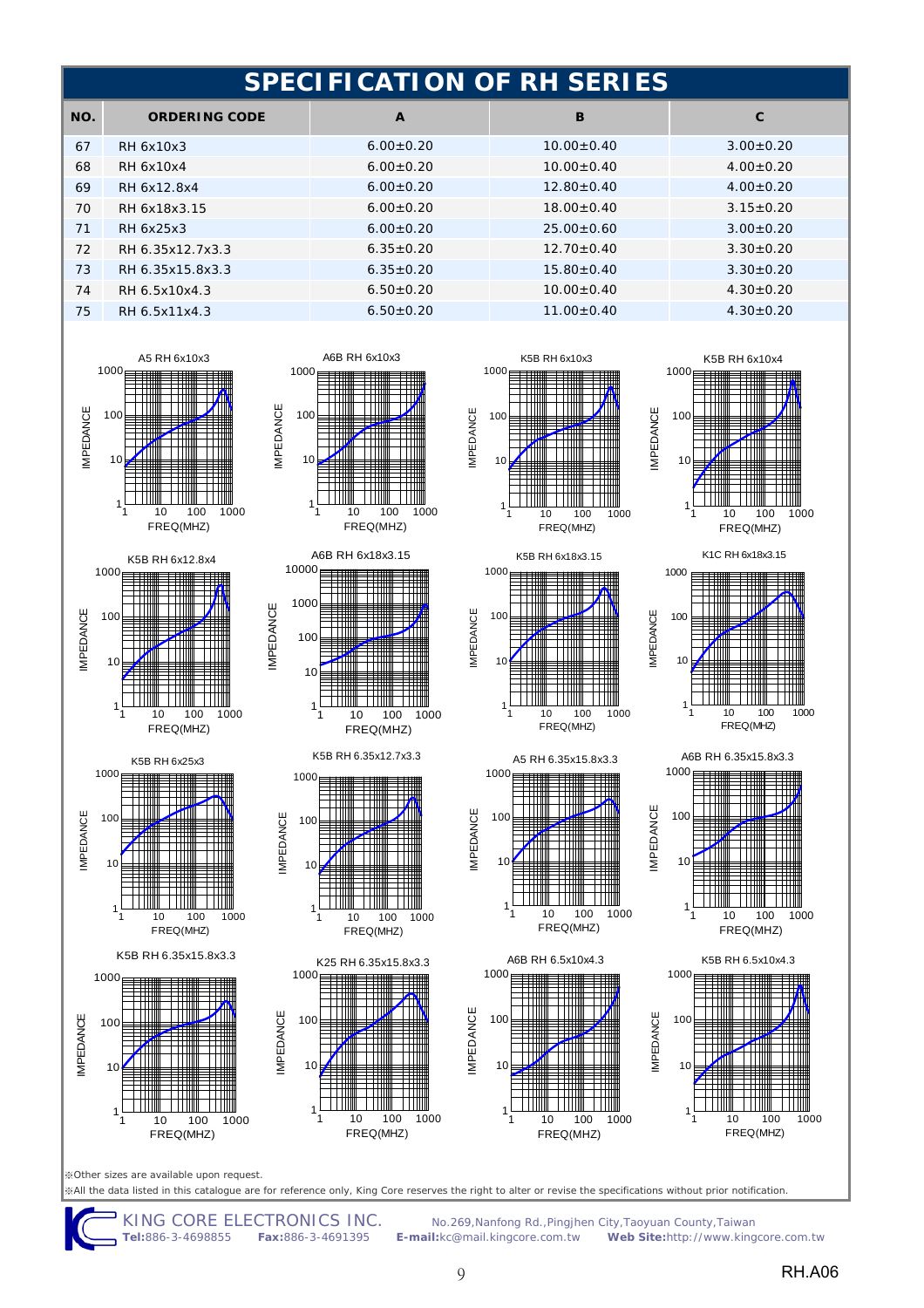# SPECIFICATION OF RH SERIES

| NO. | ORDERING CODE | A | B | C |
|---|---|---|---|---|
| 67 | RH 6x10x3 | 6.00±0.20 | 10.00±0.40 | 3.00±0.20 |
| 68 | RH 6x10x4 | 6.00±0.20 | 10.00±0.40 | 4.00±0.20 |
| 69 | RH 6x12.8x4 | 6.00±0.20 | 12.80±0.40 | 4.00±0.20 |
| 70 | RH 6x18x3.15 | 6.00±0.20 | 18.00±0.40 | 3.15±0.20 |
| 71 | RH 6x25x3 | 6.00±0.20 | 25.00±0.60 | 3.00±0.20 |
| 72 | RH 6.35x12.7x3.3 | 6.35±0.20 | 12.70±0.40 | 3.30±0.20 |
| 73 | RH 6.35x15.8x3.3 | 6.35±0.20 | 15.80±0.40 | 3.30±0.20 |
| 74 | RH 6.5x10x4.3 | 6.50±0.20 | 10.00±0.40 | 4.30±0.20 |
| 75 | RH 6.5x11x4.3 | 6.50±0.20 | 11.00±0.40 | 4.30±0.20 |

A5 RH 6x10x3

A6B RH 6x10x3

K5B RH 6x10x3

K5B RH 6x10x4

K5B RH 6x12.8x4

A6B RH 6x18x3.15

K5B RH 6x18x3.15

K1C RH 6x18x3.15

K5B RH 6x25x3

K5B RH 6.35x12.7x3.3

A5 RH 6.35x15.8x3.3

A6B RH 6.35x15.8x3.3

K5B RH 6.35x15.8x3.3

K25 RH 6.35x15.8x3.3

A6B RH 6.5x10x4.3

K5B RH 6.5x10x4.3

(All charts: IMPEDANCE vs. FREQ(MHZ))

※Other sizes are available upon request.

※All the data listed in this catalogue are for reference only, King Core reserves the right to alter or revise the specifications without prior notification.

KING CORE ELECTRONICS INC. No.269,Nanfong Rd.,Pingjhen City,Taoyuan County,Taiwan
**Tel:**886-3-4698855 **Fax:**886-3-4691395 **E-mail:**kc@mail.kingcore.com.tw **Web Site:**http://www.kingcore.com.tw

RH.A06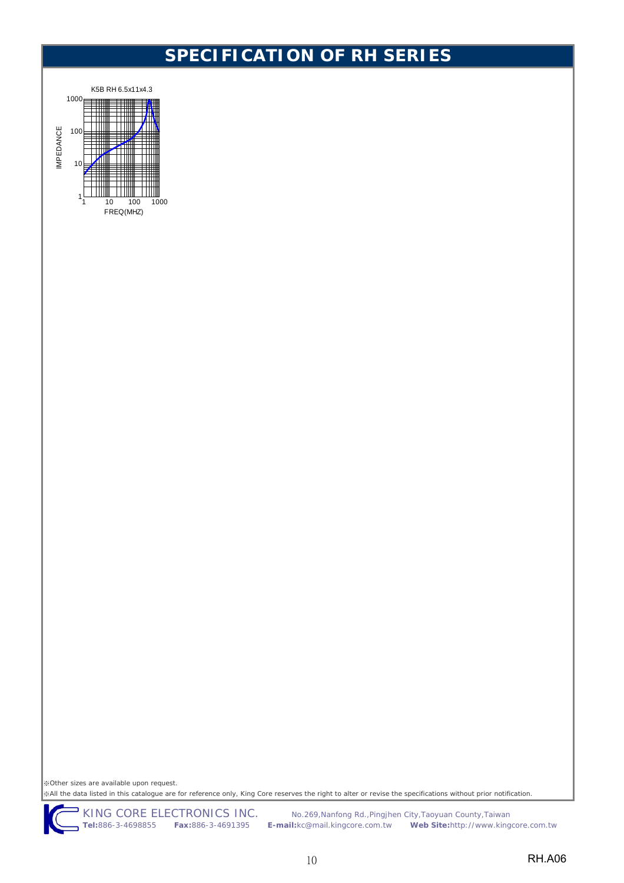# SPECIFICATION OF RH SERIES

K5B RH 6.5x11x4.3

IMPEDANCE

1000
100
10
1

1 10 100 1000

FREQ(MHZ)

※Other sizes are available upon request.

※All the data listed in this catalogue are for reference only, King Core reserves the right to alter or revise the specifications without prior notification.

KING CORE ELECTRONICS INC. No.269,Nanfong Rd.,Pingjhen City,Taoyuan County,Taiwan

**Tel:**886-3-4698855 **Fax:**886-3-4691395 **E-mail:**kc@mail.kingcore.com.tw **Web Site:**http://www.kingcore.com.tw

RH.A06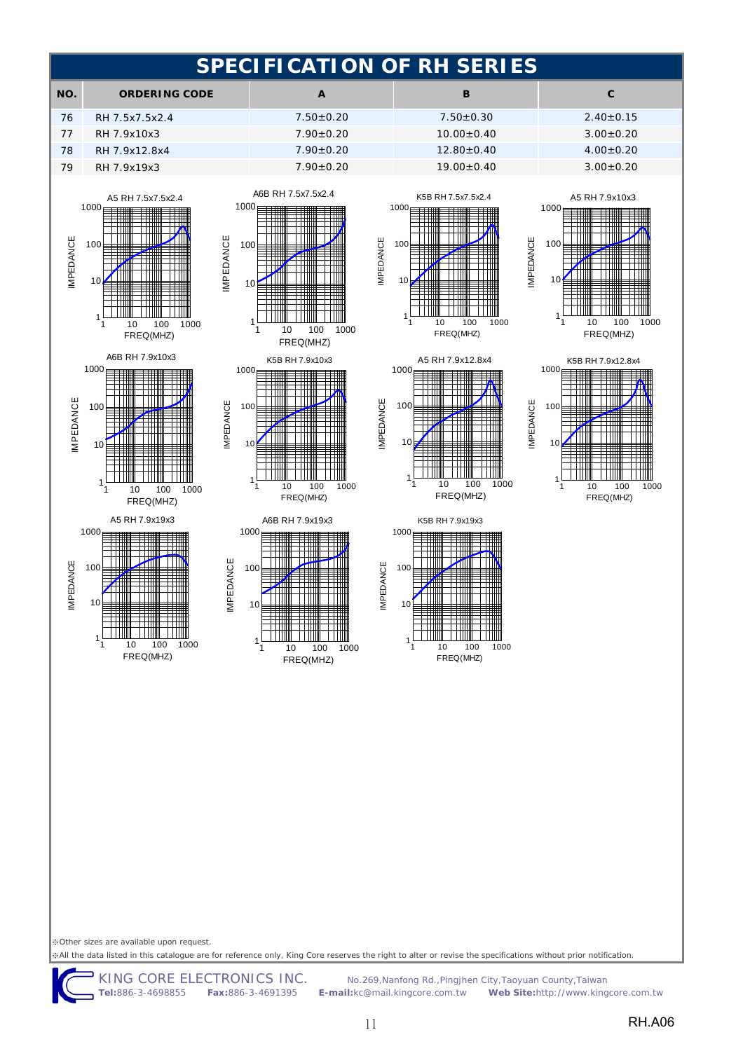# SPECIFICATION OF RH SERIES

| NO. | ORDERING CODE | A | B | C |
|---|---|---|---|---|
| 76 | RH 7.5x7.5x2.4 | 7.50±0.20 | 7.50±0.30 | 2.40±0.15 |
| 77 | RH 7.9x10x3 | 7.90±0.20 | 10.00±0.40 | 3.00±0.20 |
| 78 | RH 7.9x12.8x4 | 7.90±0.20 | 12.80±0.40 | 4.00±0.20 |
| 79 | RH 7.9x19x3 | 7.90±0.20 | 19.00±0.40 | 3.00±0.20 |

A5 RH 7.5x7.5x2.4

A6B RH 7.5x7.5x2.4

K5B RH 7.5x7.5x2.4

A5 RH 7.9x10x3

A6B RH 7.9x10x3

K5B RH 7.9x10x3

A5 RH 7.9x12.8x4

K5B RH 7.9x12.8x4

A5 RH 7.9x19x3

A6B RH 7.9x19x3

K5B RH 7.9x19x3

(All charts: IMPEDANCE vs FREQ(MHZ))

※Other sizes are available upon request.

※All the data listed in this catalogue are for reference only, King Core reserves the right to alter or revise the specifications without prior notification.

KING CORE ELECTRONICS INC. No.269,Nanfong Rd.,Pingjhen City,Taoyuan County,Taiwan
**Tel:**886-3-4698855 **Fax:**886-3-4691395 **E-mail:**kc@mail.kingcore.com.tw **Web Site:**http://www.kingcore.com.tw

RH.A06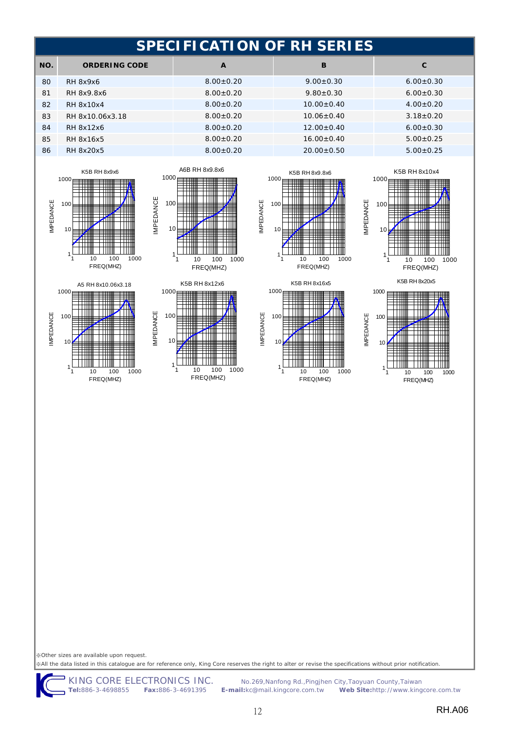# SPECIFICATION OF RH SERIES

| NO. | ORDERING CODE | A | B | C |
|---|---|---|---|---|
| 80 | RH 8x9x6 | 8.00±0.20 | 9.00±0.30 | 6.00±0.30 |
| 81 | RH 8x9.8x6 | 8.00±0.20 | 9.80±0.30 | 6.00±0.30 |
| 82 | RH 8x10x4 | 8.00±0.20 | 10.00±0.40 | 4.00±0.20 |
| 83 | RH 8x10.06x3.18 | 8.00±0.20 | 10.06±0.40 | 3.18±0.20 |
| 84 | RH 8x12x6 | 8.00±0.20 | 12.00±0.40 | 6.00±0.30 |
| 85 | RH 8x16x5 | 8.00±0.20 | 16.00±0.40 | 5.00±0.25 |
| 86 | RH 8x20x5 | 8.00±0.20 | 20.00±0.50 | 5.00±0.25 |

K5B RH 8x9x6

A6B RH 8x9.8x6

K5B RH 8x9.8x6

K5B RH 8x10x4

A5 RH 8x10.06x3.18

K5B RH 8x12x6

K5B RH 8x16x5

K5B RH 8x20x5

※Other sizes are available upon request.

※All the data listed in this catalogue are for reference only, King Core reserves the right to alter or revise the specifications without prior notification.

KING CORE ELECTRONICS INC. No.269,Nanfong Rd.,Pingjhen City,Taoyuan County,Taiwan
**Tel:**886-3-4698855 **Fax:**886-3-4691395 **E-mail:**kc@mail.kingcore.com.tw **Web Site:**http://www.kingcore.com.tw

RH.A06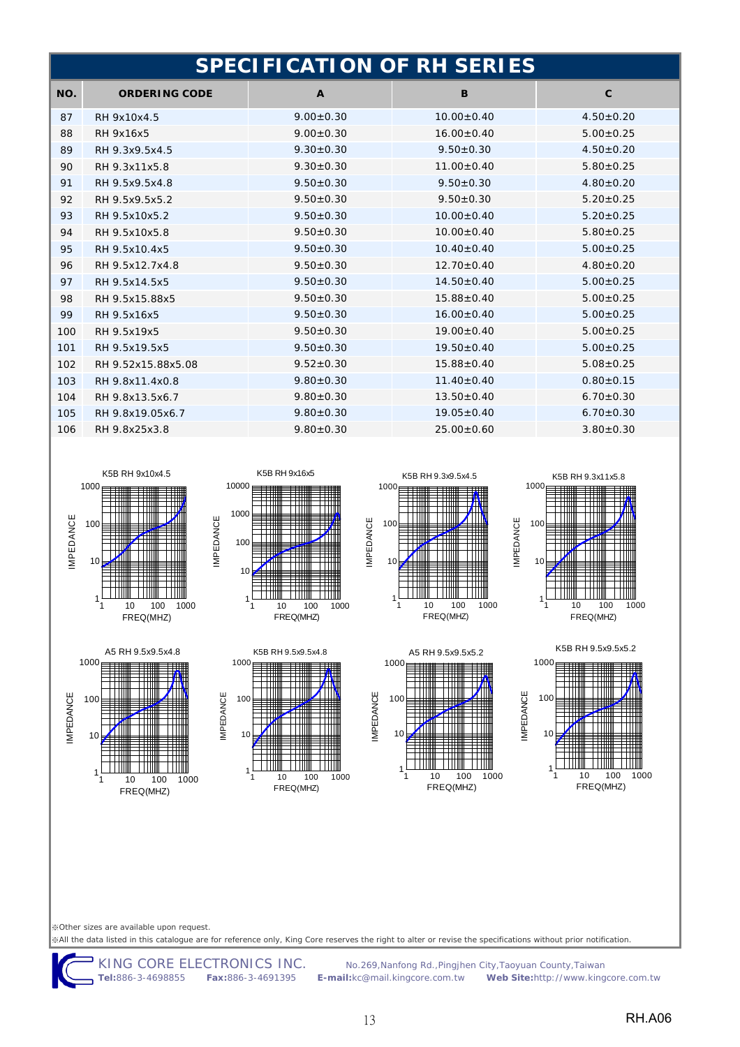# SPECIFICATION OF RH SERIES

| NO. | ORDERING CODE | A | B | C |
|---|---|---|---|---|
| 87 | RH 9x10x4.5 | 9.00±0.30 | 10.00±0.40 | 4.50±0.20 |
| 88 | RH 9x16x5 | 9.00±0.30 | 16.00±0.40 | 5.00±0.25 |
| 89 | RH 9.3x9.5x4.5 | 9.30±0.30 | 9.50±0.30 | 4.50±0.20 |
| 90 | RH 9.3x11x5.8 | 9.30±0.30 | 11.00±0.40 | 5.80±0.25 |
| 91 | RH 9.5x9.5x4.8 | 9.50±0.30 | 9.50±0.30 | 4.80±0.20 |
| 92 | RH 9.5x9.5x5.2 | 9.50±0.30 | 9.50±0.30 | 5.20±0.25 |
| 93 | RH 9.5x10x5.2 | 9.50±0.30 | 10.00±0.40 | 5.20±0.25 |
| 94 | RH 9.5x10x5.8 | 9.50±0.30 | 10.00±0.40 | 5.80±0.25 |
| 95 | RH 9.5x10.4x5 | 9.50±0.30 | 10.40±0.40 | 5.00±0.25 |
| 96 | RH 9.5x12.7x4.8 | 9.50±0.30 | 12.70±0.40 | 4.80±0.20 |
| 97 | RH 9.5x14.5x5 | 9.50±0.30 | 14.50±0.40 | 5.00±0.25 |
| 98 | RH 9.5x15.88x5 | 9.50±0.30 | 15.88±0.40 | 5.00±0.25 |
| 99 | RH 9.5x16x5 | 9.50±0.30 | 16.00±0.40 | 5.00±0.25 |
| 100 | RH 9.5x19x5 | 9.50±0.30 | 19.00±0.40 | 5.00±0.25 |
| 101 | RH 9.5x19.5x5 | 9.50±0.30 | 19.50±0.40 | 5.00±0.25 |
| 102 | RH 9.52x15.88x5.08 | 9.52±0.30 | 15.88±0.40 | 5.08±0.25 |
| 103 | RH 9.8x11.4x0.8 | 9.80±0.30 | 11.40±0.40 | 0.80±0.15 |
| 104 | RH 9.8x13.5x6.7 | 9.80±0.30 | 13.50±0.40 | 6.70±0.30 |
| 105 | RH 9.8x19.05x6.7 | 9.80±0.30 | 19.05±0.40 | 6.70±0.30 |
| 106 | RH 9.8x25x3.8 | 9.80±0.30 | 25.00±0.60 | 3.80±0.30 |

K5B RH 9x10x4.5

K5B RH 9x16x5

K5B RH 9.3x9.5x4.5

K5B RH 9.3x11x5.8

A5 RH 9.5x9.5x4.8

K5B RH 9.5x9.5x4.8

A5 RH 9.5x9.5x5.2

K5B RH 9.5x9.5x5.2

※Other sizes are available upon request.

※All the data listed in this catalogue are for reference only, King Core reserves the right to alter or revise the specifications without prior notification.

KING CORE ELECTRONICS INC. **Tel:**886-3-4698855 **Fax:**886-3-4691395 No.269,Nanfong Rd.,Pingjhen City,Taoyuan County,Taiwan **E-mail:**kc@mail.kingcore.com.tw **Web Site:**http://www.kingcore.com.tw

RH.A06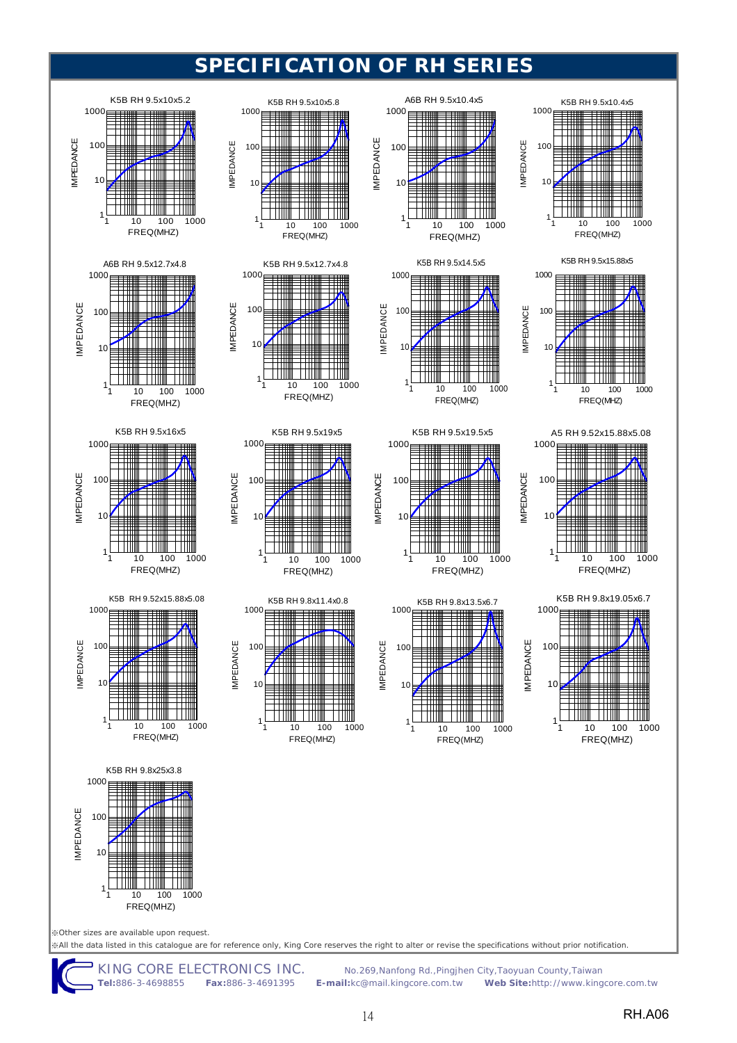# SPECIFICATION OF RH SERIES

K5B RH 9.5x10x5.2

K5B RH 9.5x10x5.8

A6B RH 9.5x10.4x5

K5B RH 9.5x10.4x5

A6B RH 9.5x12.7x4.8

K5B RH 9.5x12.7x4.8

K5B RH 9.5x14.5x5

K5B RH 9.5x15.88x5

K5B RH 9.5x16x5

K5B RH 9.5x19x5

K5B RH 9.5x19.5x5

A5 RH 9.52x15.88x5.08

K5B RH 9.52x15.88x5.08

K5B RH 9.8x11.4x0.8

K5B RH 9.8x13.5x6.7

K5B RH 9.8x19.05x6.7

K5B RH 9.8x25x3.8

※Other sizes are available upon request.

※All the data listed in this catalogue are for reference only, King Core reserves the right to alter or revise the specifications without prior notification.

KING CORE ELECTRONICS INC. No.269,Nanfong Rd.,Pingjhen City,Taoyuan County,Taiwan

**Tel:**886-3-4698855 **Fax:**886-3-4691395 **E-mail:**kc@mail.kingcore.com.tw **Web Site:**http://www.kingcore.com.tw

RH.A06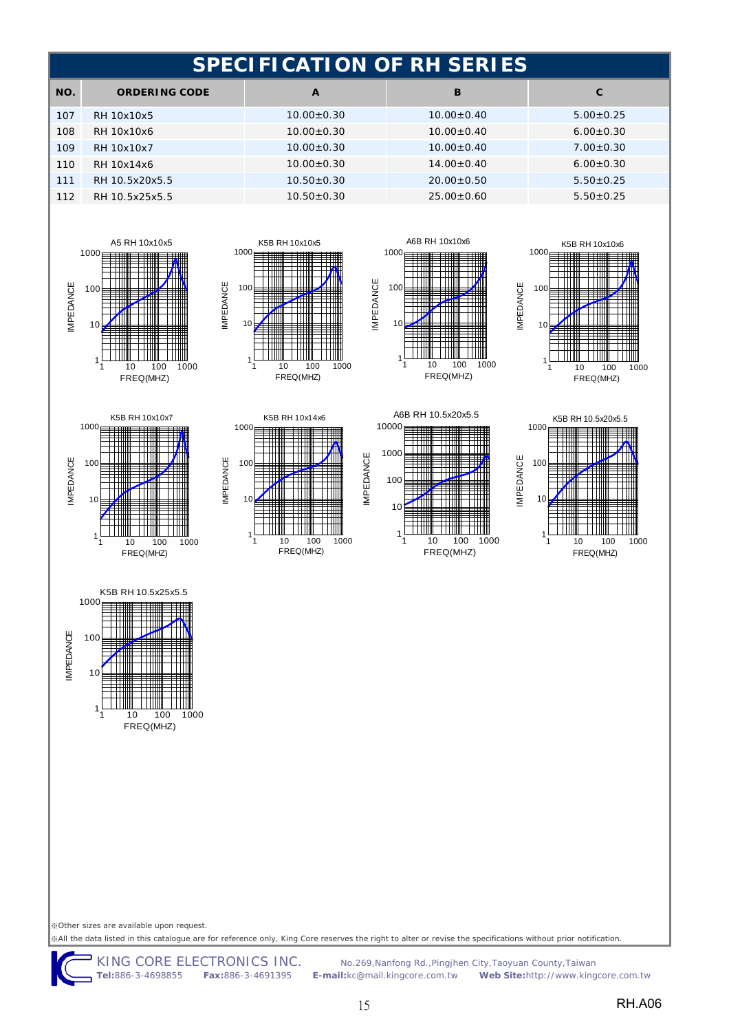# SPECIFICATION OF RH SERIES

| NO. | ORDERING CODE | A | B | C |
|---|---|---|---|---|
| 107 | RH 10x10x5 | 10.00±0.30 | 10.00±0.40 | 5.00±0.25 |
| 108 | RH 10x10x6 | 10.00±0.30 | 10.00±0.40 | 6.00±0.30 |
| 109 | RH 10x10x7 | 10.00±0.30 | 10.00±0.40 | 7.00±0.30 |
| 110 | RH 10x14x6 | 10.00±0.30 | 14.00±0.40 | 6.00±0.30 |
| 111 | RH 10.5x20x5.5 | 10.50±0.30 | 20.00±0.50 | 5.50±0.25 |
| 112 | RH 10.5x25x5.5 | 10.50±0.30 | 25.00±0.60 | 5.50±0.25 |

A5 RH 10x10x5

K5B RH 10x10x5

A6B RH 10x10x6

K5B RH 10x10x6

K5B RH 10x10x7

K5B RH 10x14x6

A6B RH 10.5x20x5.5

K5B RH 10.5x20x5.5

K5B RH 10.5x25x5.5

※Other sizes are available upon request.

※All the data listed in this catalogue are for reference only, King Core reserves the right to alter or revise the specifications without prior notification.

KING CORE ELECTRONICS INC. No.269,Nanfong Rd.,Pingjhen City,Taoyuan County,Taiwan
**Tel:**886-3-4698855 **Fax:**886-3-4691395 **E-mail:**kc@mail.kingcore.com.tw **Web Site:**http://www.kingcore.com.tw

RH.A06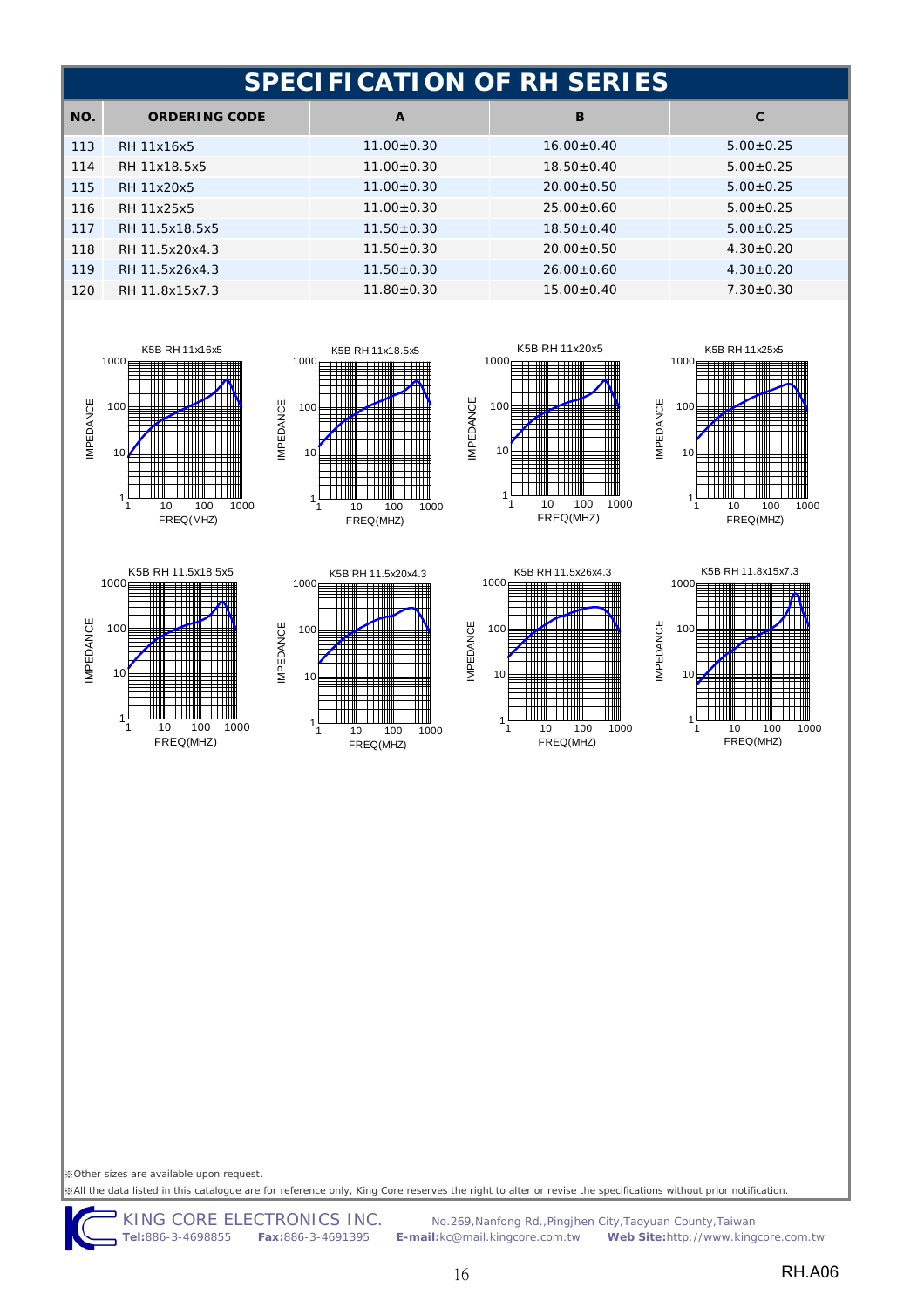# SPECIFICATION OF RH SERIES

| NO. | ORDERING CODE | A | B | C |
|---|---|---|---|---|
| 113 | RH 11x16x5 | 11.00±0.30 | 16.00±0.40 | 5.00±0.25 |
| 114 | RH 11x18.5x5 | 11.00±0.30 | 18.50±0.40 | 5.00±0.25 |
| 115 | RH 11x20x5 | 11.00±0.30 | 20.00±0.50 | 5.00±0.25 |
| 116 | RH 11x25x5 | 11.00±0.30 | 25.00±0.60 | 5.00±0.25 |
| 117 | RH 11.5x18.5x5 | 11.50±0.30 | 18.50±0.40 | 5.00±0.25 |
| 118 | RH 11.5x20x4.3 | 11.50±0.30 | 20.00±0.50 | 4.30±0.20 |
| 119 | RH 11.5x26x4.3 | 11.50±0.30 | 26.00±0.60 | 4.30±0.20 |
| 120 | RH 11.8x15x7.3 | 11.80±0.30 | 15.00±0.40 | 7.30±0.30 |

K5B RH 11x16x5

K5B RH 11x18.5x5

K5B RH 11x20x5

K5B RH 11x25x5

K5B RH 11.5x18.5x5

K5B RH 11.5x20x4.3

K5B RH 11.5x26x4.3

K5B RH 11.8x15x7.3

(Graphs: IMPEDANCE (1–1000) vs. FREQ(MHZ) (1–1000))

※Other sizes are available upon request.

※All the data listed in this catalogue are for reference only, King Core reserves the right to alter or revise the specifications without prior notification.

KING CORE ELECTRONICS INC. No.269,Nanfong Rd.,Pingjhen City,Taoyuan County,Taiwan
**Tel:**886-3-4698855 **Fax:**886-3-4691395 **E-mail:**kc@mail.kingcore.com.tw **Web Site:**http://www.kingcore.com.tw

RH.A06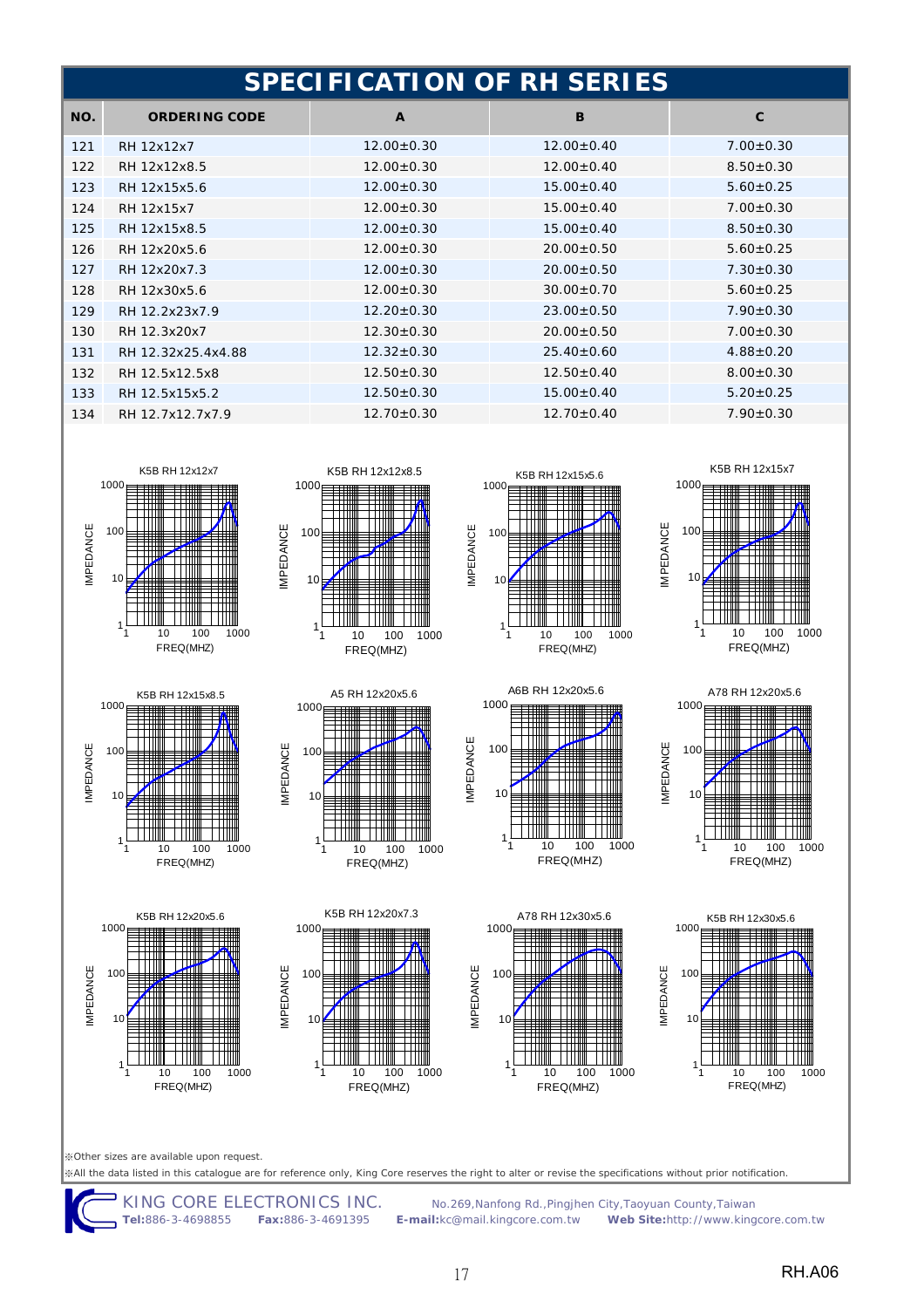# SPECIFICATION OF RH SERIES

| NO. | ORDERING CODE | A | B | C |
|---|---|---|---|---|
| 121 | RH 12x12x7 | 12.00±0.30 | 12.00±0.40 | 7.00±0.30 |
| 122 | RH 12x12x8.5 | 12.00±0.30 | 12.00±0.40 | 8.50±0.30 |
| 123 | RH 12x15x5.6 | 12.00±0.30 | 15.00±0.40 | 5.60±0.25 |
| 124 | RH 12x15x7 | 12.00±0.30 | 15.00±0.40 | 7.00±0.30 |
| 125 | RH 12x15x8.5 | 12.00±0.30 | 15.00±0.40 | 8.50±0.30 |
| 126 | RH 12x20x5.6 | 12.00±0.30 | 20.00±0.50 | 5.60±0.25 |
| 127 | RH 12x20x7.3 | 12.00±0.30 | 20.00±0.50 | 7.30±0.30 |
| 128 | RH 12x30x5.6 | 12.00±0.30 | 30.00±0.70 | 5.60±0.25 |
| 129 | RH 12.2x23x7.9 | 12.20±0.30 | 23.00±0.50 | 7.90±0.30 |
| 130 | RH 12.3x20x7 | 12.30±0.30 | 20.00±0.50 | 7.00±0.30 |
| 131 | RH 12.32x25.4x4.88 | 12.32±0.30 | 25.40±0.60 | 4.88±0.20 |
| 132 | RH 12.5x12.5x8 | 12.50±0.30 | 12.50±0.40 | 8.00±0.30 |
| 133 | RH 12.5x15x5.2 | 12.50±0.30 | 15.00±0.40 | 5.20±0.25 |
| 134 | RH 12.7x12.7x7.9 | 12.70±0.30 | 12.70±0.40 | 7.90±0.30 |

K5B RH 12x12x7

K5B RH 12x12x8.5

K5B RH 12x15x5.6

K5B RH 12x15x7

K5B RH 12x15x8.5

A5 RH 12x20x5.6

A6B RH 12x20x5.6

A78 RH 12x20x5.6

K5B RH 12x20x5.6

K5B RH 12x20x7.3

A78 RH 12x30x5.6

K5B RH 12x30x5.6

(Charts: IMPEDANCE vs FREQ(MHZ))

※Other sizes are available upon request.

※All the data listed in this catalogue are for reference only, King Core reserves the right to alter or revise the specifications without prior notification.

KING CORE ELECTRONICS INC. No.269,Nanfong Rd.,Pingjhen City,Taoyuan County,Taiwan
**Tel:**886-3-4698855 **Fax:**886-3-4691395 **E-mail:**kc@mail.kingcore.com.tw **Web Site:**http://www.kingcore.com.tw

RH.A06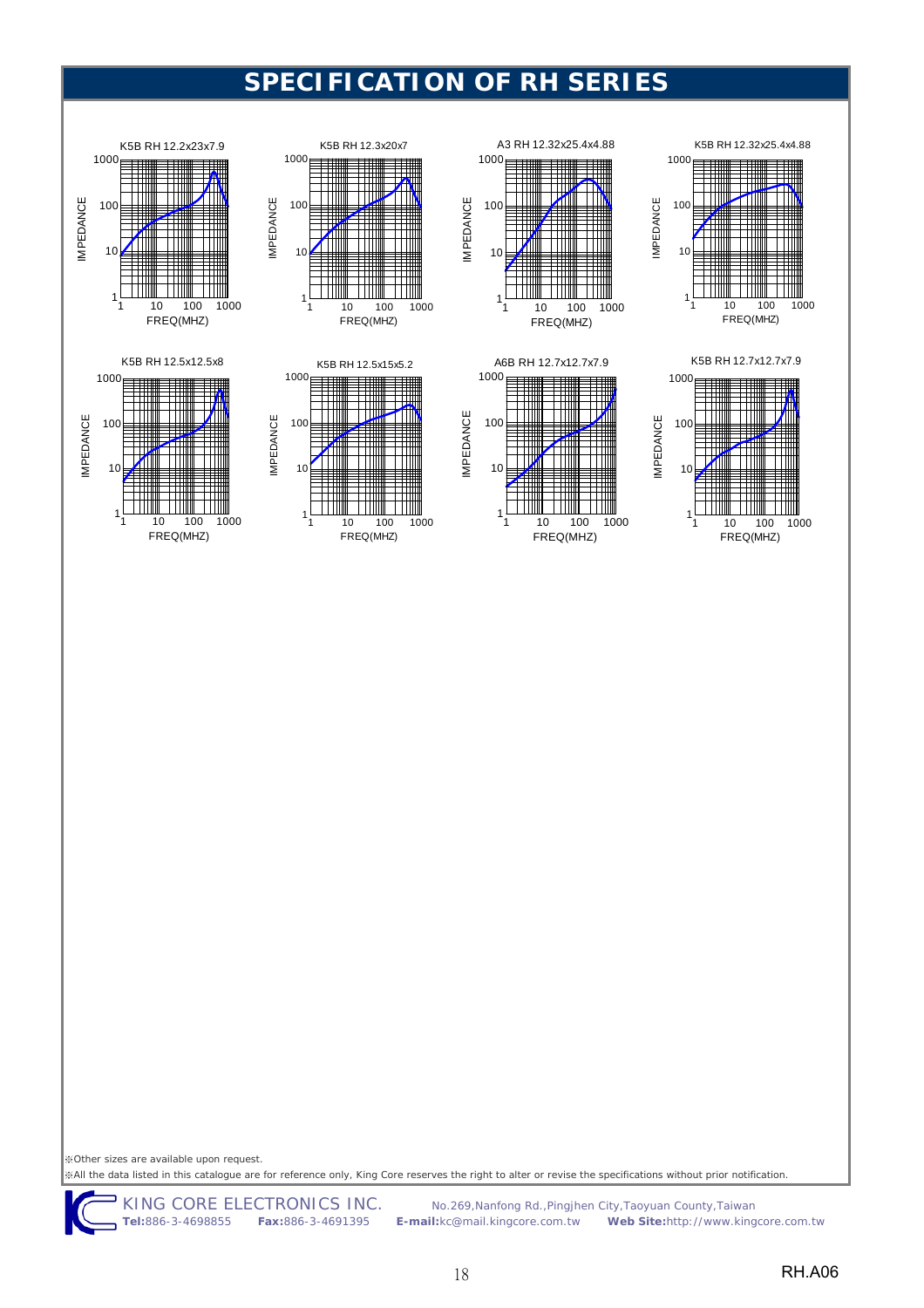# SPECIFICATION OF RH SERIES

K5B RH 12.2x23x7.9

IMPEDANCE

FREQ(MHZ)

K5B RH 12.3x20x7

IMPEDANCE

FREQ(MHZ)

A3 RH 12.32x25.4x4.88

IMPEDANCE

FREQ(MHZ)

K5B RH 12.32x25.4x4.88

IMPEDANCE

FREQ(MHZ)

K5B RH 12.5x12.5x8

IMPEDANCE

FREQ(MHZ)

K5B RH 12.5x15x5.2

IMPEDANCE

FREQ(MHZ)

A6B RH 12.7x12.7x7.9

IMPEDANCE

FREQ(MHZ)

K5B RH 12.7x12.7x7.9

IMPEDANCE

FREQ(MHZ)

※Other sizes are available upon request.

※All the data listed in this catalogue are for reference only, King Core reserves the right to alter or revise the specifications without prior notification.

KING CORE ELECTRONICS INC. No.269,Nanfong Rd.,Pingjhen City,Taoyuan County,Taiwan

**Tel:**886-3-4698855 **Fax:**886-3-4691395 **E-mail:**kc@mail.kingcore.com.tw **Web Site:**http://www.kingcore.com.tw

RH.A06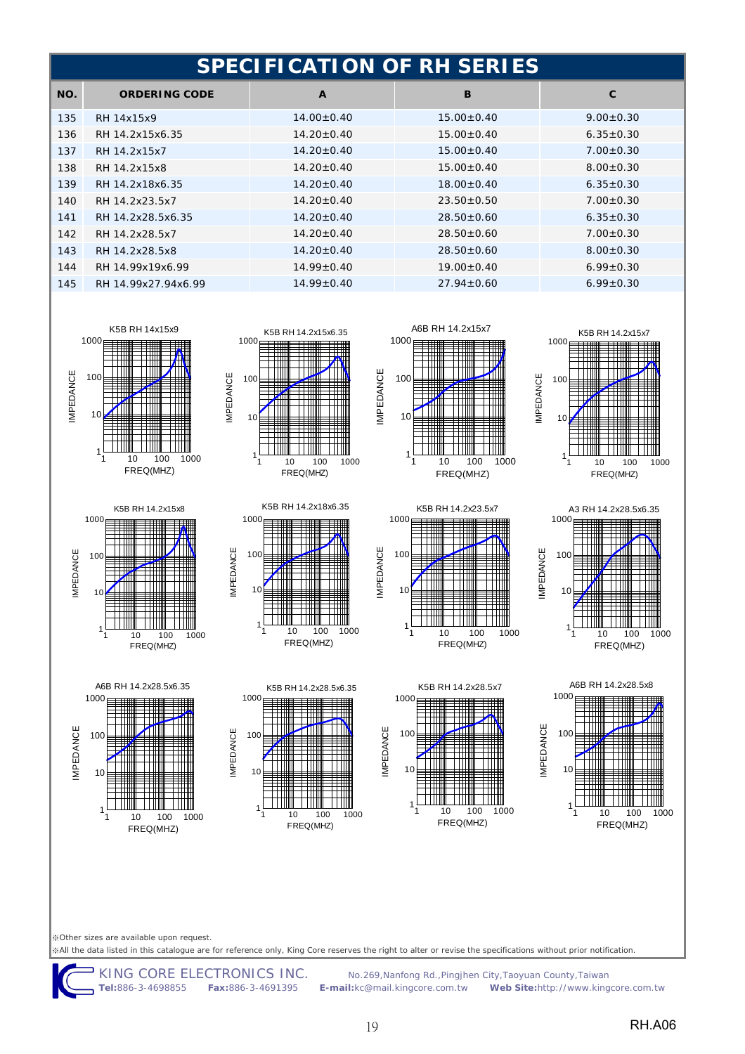# SPECIFICATION OF RH SERIES

| NO. | ORDERING CODE | A | B | C |
|---|---|---|---|---|
| 135 | RH 14x15x9 | 14.00±0.40 | 15.00±0.40 | 9.00±0.30 |
| 136 | RH 14.2x15x6.35 | 14.20±0.40 | 15.00±0.40 | 6.35±0.30 |
| 137 | RH 14.2x15x7 | 14.20±0.40 | 15.00±0.40 | 7.00±0.30 |
| 138 | RH 14.2x15x8 | 14.20±0.40 | 15.00±0.40 | 8.00±0.30 |
| 139 | RH 14.2x18x6.35 | 14.20±0.40 | 18.00±0.40 | 6.35±0.30 |
| 140 | RH 14.2x23.5x7 | 14.20±0.40 | 23.50±0.50 | 7.00±0.30 |
| 141 | RH 14.2x28.5x6.35 | 14.20±0.40 | 28.50±0.60 | 6.35±0.30 |
| 142 | RH 14.2x28.5x7 | 14.20±0.40 | 28.50±0.60 | 7.00±0.30 |
| 143 | RH 14.2x28.5x8 | 14.20±0.40 | 28.50±0.60 | 8.00±0.30 |
| 144 | RH 14.99x19x6.99 | 14.99±0.40 | 19.00±0.40 | 6.99±0.30 |
| 145 | RH 14.99x27.94x6.99 | 14.99±0.40 | 27.94±0.60 | 6.99±0.30 |

K5B RH 14x15x9

K5B RH 14.2x15x6.35

A6B RH 14.2x15x7

K5B RH 14.2x15x7

K5B RH 14.2x15x8

K5B RH 14.2x18x6.35

K5B RH 14.2x23.5x7

A3 RH 14.2x28.5x6.35

A6B RH 14.2x28.5x6.35

K5B RH 14.2x28.5x6.35

K5B RH 14.2x28.5x7

A6B RH 14.2x28.5x8

※Other sizes are available upon request.

※All the data listed in this catalogue are for reference only, King Core reserves the right to alter or revise the specifications without prior notification.

KING CORE ELECTRONICS INC. No.269,Nanfong Rd.,Pingjhen City,Taoyuan County,Taiwan

**Tel:**886-3-4698855 **Fax:**886-3-4691395 **E-mail:**kc@mail.kingcore.com.tw **Web Site:**http://www.kingcore.com.tw

RH.A06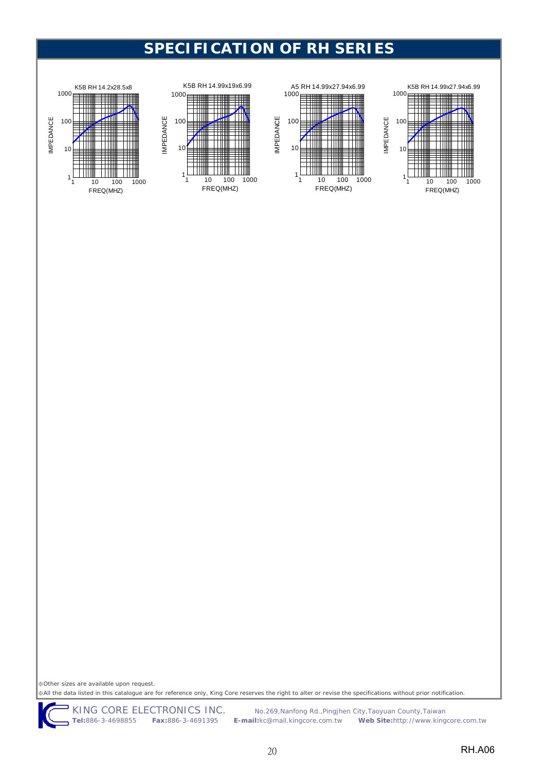# SPECIFICATION OF RH SERIES

K5B RH 14.2x28.5x8

IMPEDANCE

FREQ(MHZ)

K5B RH 14.99x19x6.99

IMPEDANCE

FREQ(MHZ)

A5 RH 14.99x27.94x6.99

IMPEDANCE

FREQ(MHZ)

K5B RH 14.99x27.94x6.99

IMPEDANCE

FREQ(MHZ)

※Other sizes are available upon request.

※All the data listed in this catalogue are for reference only, King Core reserves the right to alter or revise the specifications without prior notification.

KING CORE ELECTRONICS INC. No.269,Nanfong Rd.,Pingjhen City,Taoyuan County,Taiwan

**Tel:**886-3-4698855 **Fax:**886-3-4691395 **E-mail:**kc@mail.kingcore.com.tw **Web Site:**http://www.kingcore.com.tw

RH.A06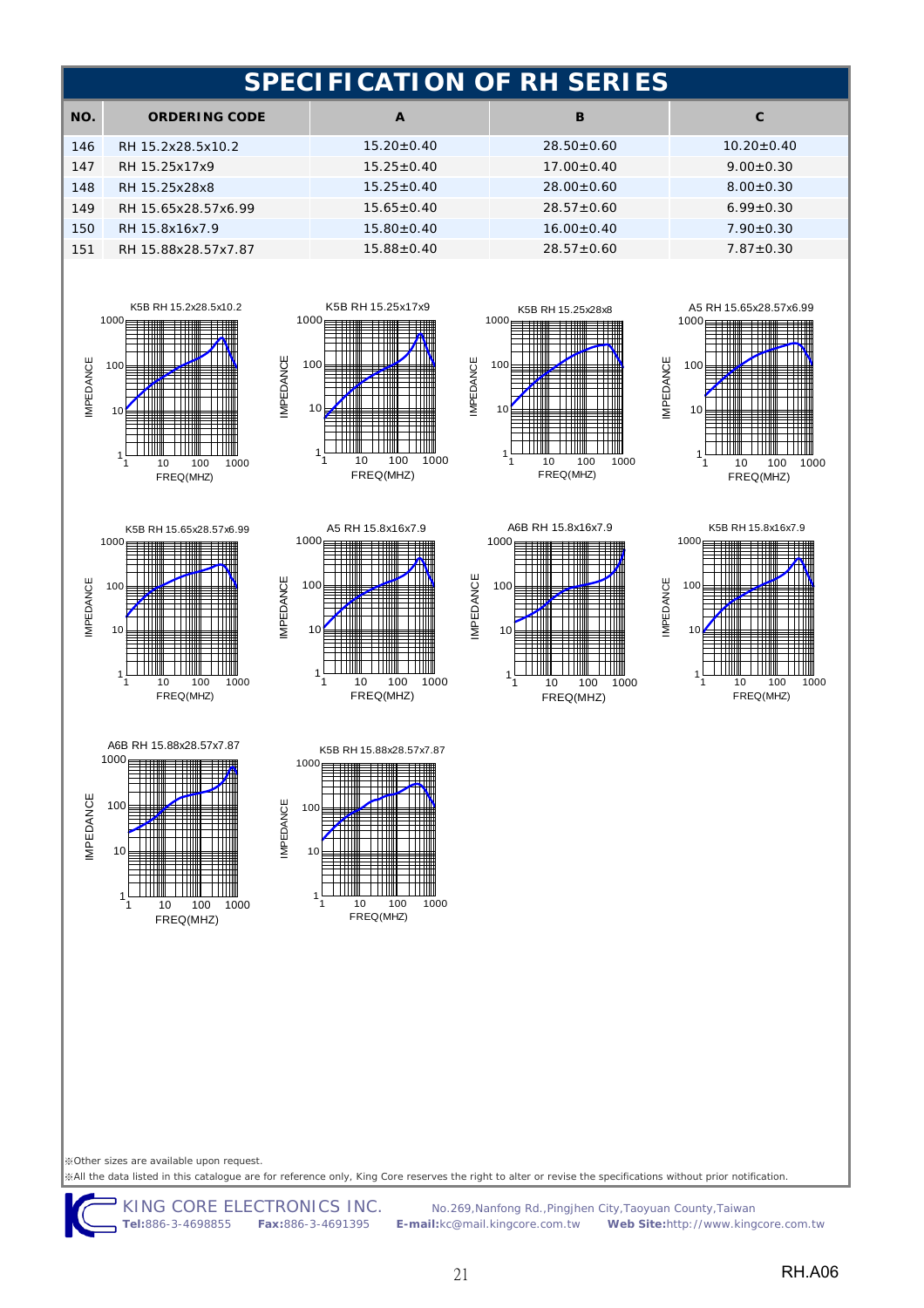# SPECIFICATION OF RH SERIES

| NO. | ORDERING CODE | A | B | C |
|---|---|---|---|---|
| 146 | RH 15.2x28.5x10.2 | 15.20±0.40 | 28.50±0.60 | 10.20±0.40 |
| 147 | RH 15.25x17x9 | 15.25±0.40 | 17.00±0.40 | 9.00±0.30 |
| 148 | RH 15.25x28x8 | 15.25±0.40 | 28.00±0.60 | 8.00±0.30 |
| 149 | RH 15.65x28.57x6.99 | 15.65±0.40 | 28.57±0.60 | 6.99±0.30 |
| 150 | RH 15.8x16x7.9 | 15.80±0.40 | 16.00±0.40 | 7.90±0.30 |
| 151 | RH 15.88x28.57x7.87 | 15.88±0.40 | 28.57±0.60 | 7.87±0.30 |

K5B RH 15.2x28.5x10.2

K5B RH 15.25x17x9

K5B RH 15.25x28x8

A5 RH 15.65x28.57x6.99

K5B RH 15.65x28.57x6.99

A5 RH 15.8x16x7.9

A6B RH 15.8x16x7.9

K5B RH 15.8x16x7.9

A6B RH 15.88x28.57x7.87

K5B RH 15.88x28.57x7.87

※Other sizes are available upon request.

※All the data listed in this catalogue are for reference only, King Core reserves the right to alter or revise the specifications without prior notification.

KING CORE ELECTRONICS INC. No.269,Nanfong Rd.,Pingjhen City,Taoyuan County,Taiwan

**Tel:**886-3-4698855 **Fax:**886-3-4691395 **E-mail:**kc@mail.kingcore.com.tw **Web Site:**http://www.kingcore.com.tw

RH.A06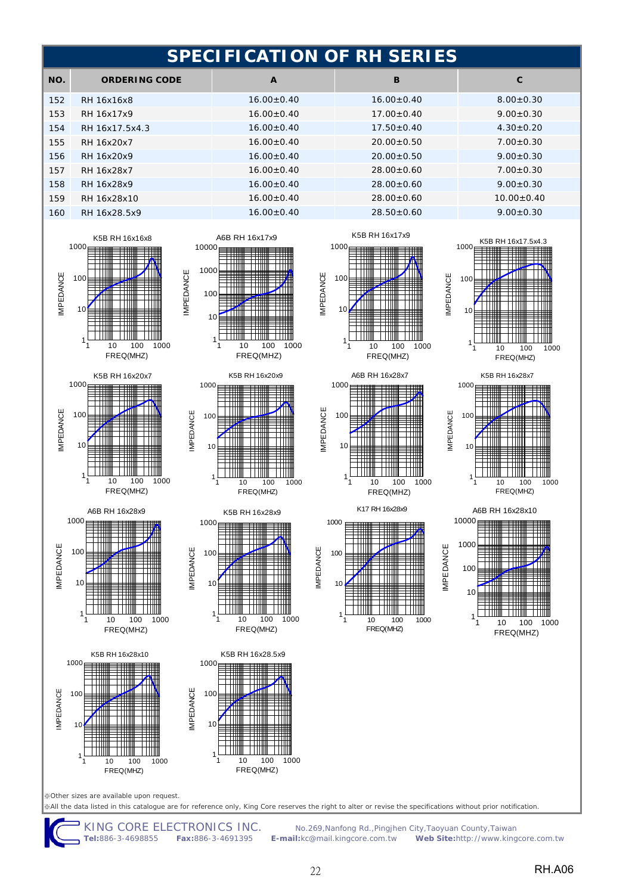# SPECIFICATION OF RH SERIES

| NO. | ORDERING CODE | A | B | C |
|---|---|---|---|---|
| 152 | RH 16x16x8 | 16.00±0.40 | 16.00±0.40 | 8.00±0.30 |
| 153 | RH 16x17x9 | 16.00±0.40 | 17.00±0.40 | 9.00±0.30 |
| 154 | RH 16x17.5x4.3 | 16.00±0.40 | 17.50±0.40 | 4.30±0.20 |
| 155 | RH 16x20x7 | 16.00±0.40 | 20.00±0.50 | 7.00±0.30 |
| 156 | RH 16x20x9 | 16.00±0.40 | 20.00±0.50 | 9.00±0.30 |
| 157 | RH 16x28x7 | 16.00±0.40 | 28.00±0.60 | 7.00±0.30 |
| 158 | RH 16x28x9 | 16.00±0.40 | 28.00±0.60 | 9.00±0.30 |
| 159 | RH 16x28x10 | 16.00±0.40 | 28.00±0.60 | 10.00±0.40 |
| 160 | RH 16x28.5x9 | 16.00±0.40 | 28.50±0.60 | 9.00±0.30 |

K5B RH 16x16x8 — IMPEDANCE vs FREQ(MHZ)

A6B RH 16x17x9 — IMPEDANCE vs FREQ(MHZ)

K5B RH 16x17x9 — IMPEDANCE vs FREQ(MHZ)

K5B RH 16x17.5x4.3 — IMPEDANCE vs FREQ(MHZ)

K5B RH 16x20x7 — IMPEDANCE vs FREQ(MHZ)

K5B RH 16x20x9 — IMPEDANCE vs FREQ(MHZ)

A6B RH 16x28x7 — IMPEDANCE vs FREQ(MHZ)

K5B RH 16x28x7 — IMPEDANCE vs FREQ(MHZ)

A6B RH 16x28x9 — IMPEDANCE vs FREQ(MHZ)

K5B RH 16x28x9 — IMPEDANCE vs FREQ(MHZ)

K17 RH 16x28x9 — IMPEDANCE vs FREQ(MHZ)

A6B RH 16x28x10 — IMPEDANCE vs FREQ(MHZ)

K5B RH 16x28x10 — IMPEDANCE vs FREQ(MHZ)

K5B RH 16x28.5x9 — IMPEDANCE vs FREQ(MHZ)

※Other sizes are available upon request.

※All the data listed in this catalogue are for reference only, King Core reserves the right to alter or revise the specifications without prior notification.

KING CORE ELECTRONICS INC. No.269,Nanfong Rd.,Pingjhen City,Taoyuan County,Taiwan

**Tel:**886-3-4698855 **Fax:**886-3-4691395 **E-mail:**kc@mail.kingcore.com.tw **Web Site:**http://www.kingcore.com.tw

RH.A06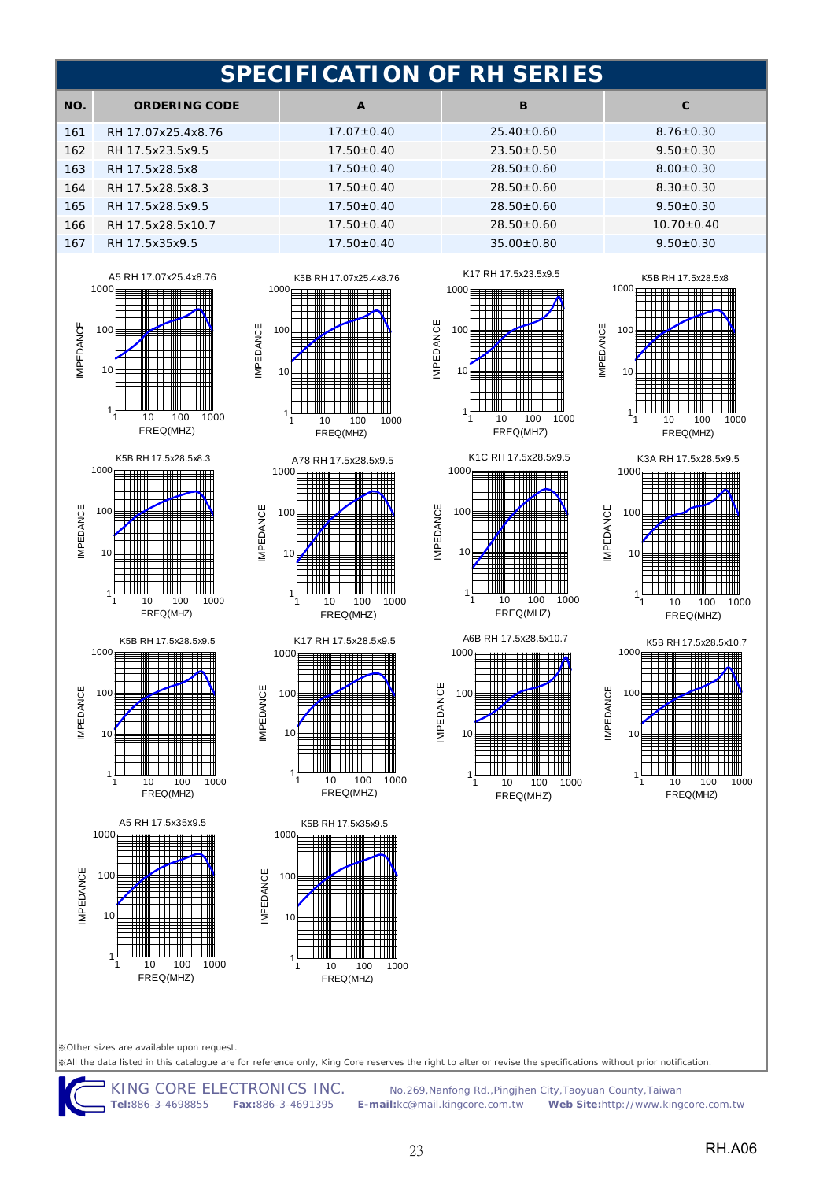# SPECIFICATION OF RH SERIES

| NO. | ORDERING CODE | A | B | C |
|---|---|---|---|---|
| 161 | RH 17.07x25.4x8.76 | 17.07±0.40 | 25.40±0.60 | 8.76±0.30 |
| 162 | RH 17.5x23.5x9.5 | 17.50±0.40 | 23.50±0.50 | 9.50±0.30 |
| 163 | RH 17.5x28.5x8 | 17.50±0.40 | 28.50±0.60 | 8.00±0.30 |
| 164 | RH 17.5x28.5x8.3 | 17.50±0.40 | 28.50±0.60 | 8.30±0.30 |
| 165 | RH 17.5x28.5x9.5 | 17.50±0.40 | 28.50±0.60 | 9.50±0.30 |
| 166 | RH 17.5x28.5x10.7 | 17.50±0.40 | 28.50±0.60 | 10.70±0.40 |
| 167 | RH 17.5x35x9.5 | 17.50±0.40 | 35.00±0.80 | 9.50±0.30 |

A5 RH 17.07x25.4x8.76

K5B RH 17.07x25.4x8.76

K17 RH 17.5x23.5x9.5

K5B RH 17.5x28.5x8

K5B RH 17.5x28.5x8.3

A78 RH 17.5x28.5x9.5

K1C RH 17.5x28.5x9.5

K3A RH 17.5x28.5x9.5

K5B RH 17.5x28.5x9.5

K17 RH 17.5x28.5x9.5

A6B RH 17.5x28.5x10.7

K5B RH 17.5x28.5x10.7

A5 RH 17.5x35x9.5

K5B RH 17.5x35x9.5

(All charts: IMPEDANCE vs. FREQ(MHZ))

※Other sizes are available upon request.

※All the data listed in this catalogue are for reference only, King Core reserves the right to alter or revise the specifications without prior notification.

KING CORE ELECTRONICS INC. No.269,Nanfong Rd.,Pingjhen City,Taoyuan County,Taiwan

**Tel:**886-3-4698855 **Fax:**886-3-4691395 **E-mail:**kc@mail.kingcore.com.tw **Web Site:**http://www.kingcore.com.tw

RH.A06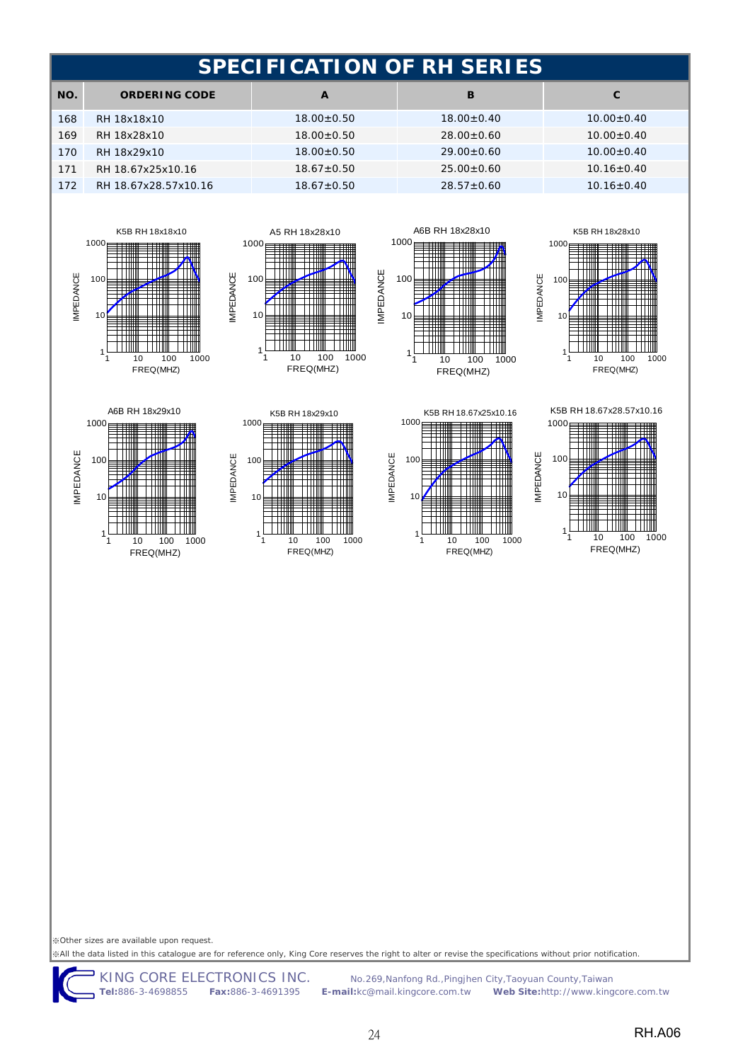# SPECIFICATION OF RH SERIES

| NO. | ORDERING CODE | A | B | C |
|---|---|---|---|---|
| 168 | RH 18x18x10 | 18.00±0.50 | 18.00±0.40 | 10.00±0.40 |
| 169 | RH 18x28x10 | 18.00±0.50 | 28.00±0.60 | 10.00±0.40 |
| 170 | RH 18x29x10 | 18.00±0.50 | 29.00±0.60 | 10.00±0.40 |
| 171 | RH 18.67x25x10.16 | 18.67±0.50 | 25.00±0.60 | 10.16±0.40 |
| 172 | RH 18.67x28.57x10.16 | 18.67±0.50 | 28.57±0.60 | 10.16±0.40 |

K5B RH 18x18x10

A5 RH 18x28x10

A6B RH 18x28x10

K5B RH 18x28x10

A6B RH 18x29x10

K5B RH 18x29x10

K5B RH 18.67x25x10.16

K5B RH 18.67x28.57x10.16

※Other sizes are available upon request.

※All the data listed in this catalogue are for reference only, King Core reserves the right to alter or revise the specifications without prior notification.

KING CORE ELECTRONICS INC. No.269,Nanfong Rd.,Pingjhen City,Taoyuan County,Taiwan

**Tel:**886-3-4698855 **Fax:**886-3-4691395 **E-mail:**kc@mail.kingcore.com.tw **Web Site:**http://www.kingcore.com.tw

RH.A06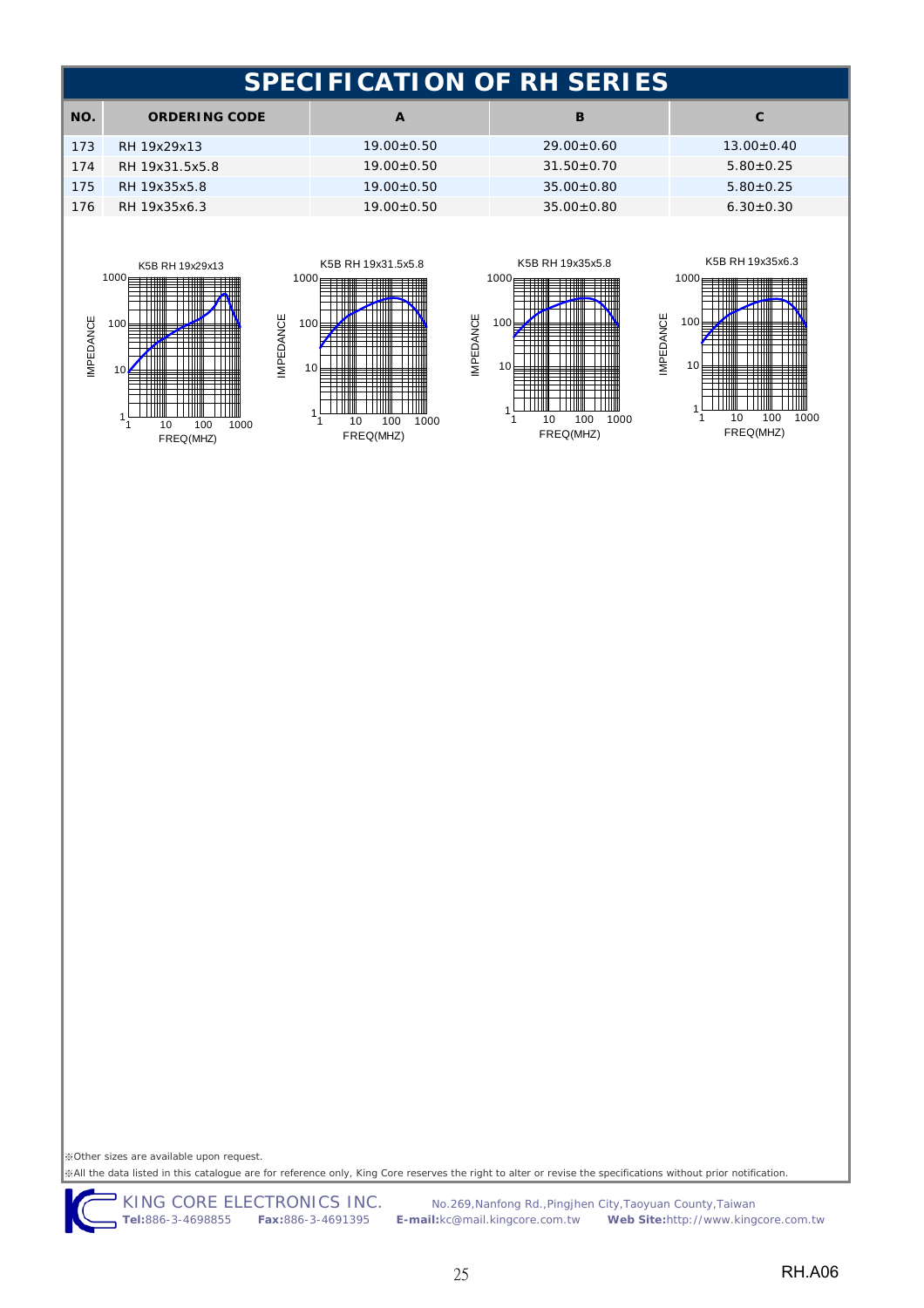# SPECIFICATION OF RH SERIES

| NO. | ORDERING CODE | A | B | C |
|---|---|---|---|---|
| 173 | RH 19x29x13 | 19.00±0.50 | 29.00±0.60 | 13.00±0.40 |
| 174 | RH 19x31.5x5.8 | 19.00±0.50 | 31.50±0.70 | 5.80±0.25 |
| 175 | RH 19x35x5.8 | 19.00±0.50 | 35.00±0.80 | 5.80±0.25 |
| 176 | RH 19x35x6.3 | 19.00±0.50 | 35.00±0.80 | 6.30±0.30 |

K5B RH 19x29x13

K5B RH 19x31.5x5.8

K5B RH 19x35x5.8

K5B RH 19x35x6.3

※Other sizes are available upon request.

※All the data listed in this catalogue are for reference only, King Core reserves the right to alter or revise the specifications without prior notification.

KING CORE ELECTRONICS INC. No.269,Nanfong Rd.,Pingjhen City,Taoyuan County,Taiwan

**Tel:**886-3-4698855 **Fax:**886-3-4691395 **E-mail:**kc@mail.kingcore.com.tw **Web Site:**http://www.kingcore.com.tw

RH.A06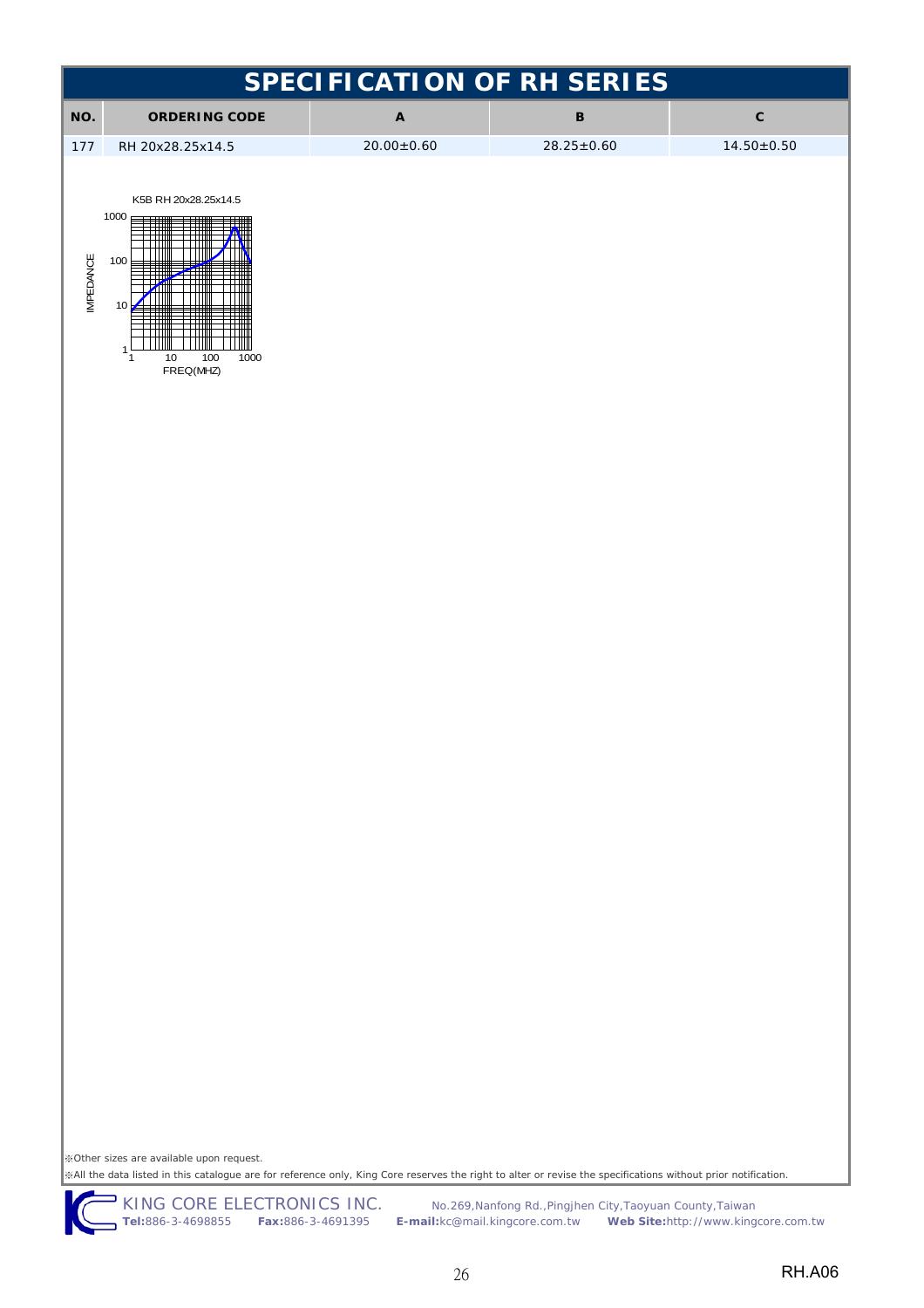# SPECIFICATION OF RH SERIES

| NO. | ORDERING CODE | A | B | C |
|---|---|---|---|---|
| 177 | RH 20x28.25x14.5 | 20.00±0.60 | 28.25±0.60 | 14.50±0.50 |

K5B RH 20x28.25x14.5

IMPEDANCE

FREQ(MHZ)

※Other sizes are available upon request.

※All the data listed in this catalogue are for reference only, King Core reserves the right to alter or revise the specifications without prior notification.

KING CORE ELECTRONICS INC. No.269,Nanfong Rd.,Pingjhen City,Taoyuan County,Taiwan

**Tel:**886-3-4698855 **Fax:**886-3-4691395 **E-mail:**kc@mail.kingcore.com.tw **Web Site:**http://www.kingcore.com.tw

RH.A06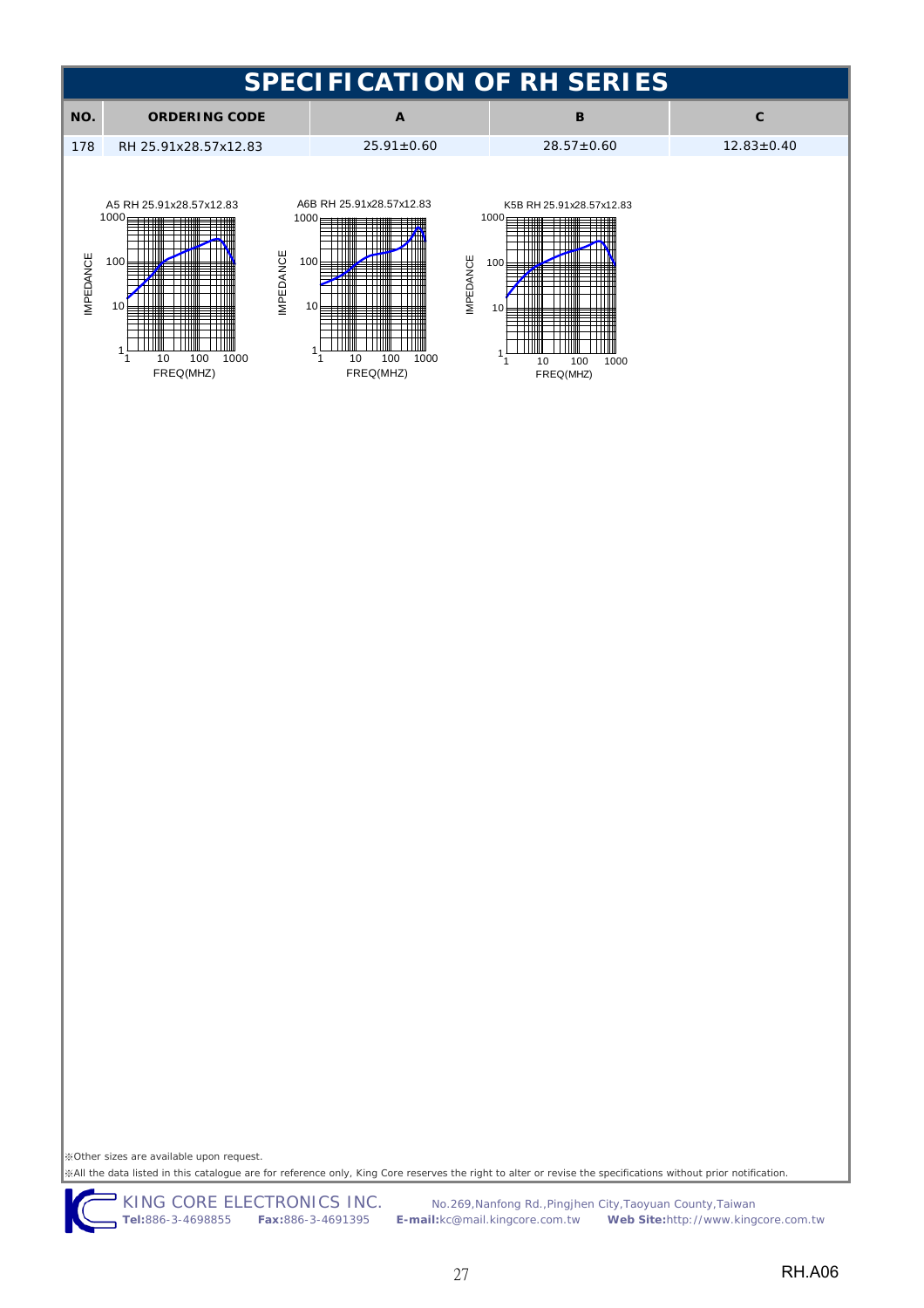# SPECIFICATION OF RH SERIES

| NO. | ORDERING CODE | A | B | C |
| --- | --- | --- | --- | --- |
| 178 | RH 25.91x28.57x12.83 | 25.91±0.60 | 28.57±0.60 | 12.83±0.40 |

A5 RH 25.91x28.57x12.83

A6B RH 25.91x28.57x12.83

K5B RH 25.91x28.57x12.83

※Other sizes are available upon request.

※All the data listed in this catalogue are for reference only, King Core reserves the right to alter or revise the specifications without prior notification.

KING CORE ELECTRONICS INC. No.269,Nanfong Rd.,Pingjhen City,Taoyuan County,Taiwan
**Tel:**886-3-4698855 **Fax:**886-3-4691395 **E-mail:**kc@mail.kingcore.com.tw **Web Site:**http://www.kingcore.com.tw

RH.A06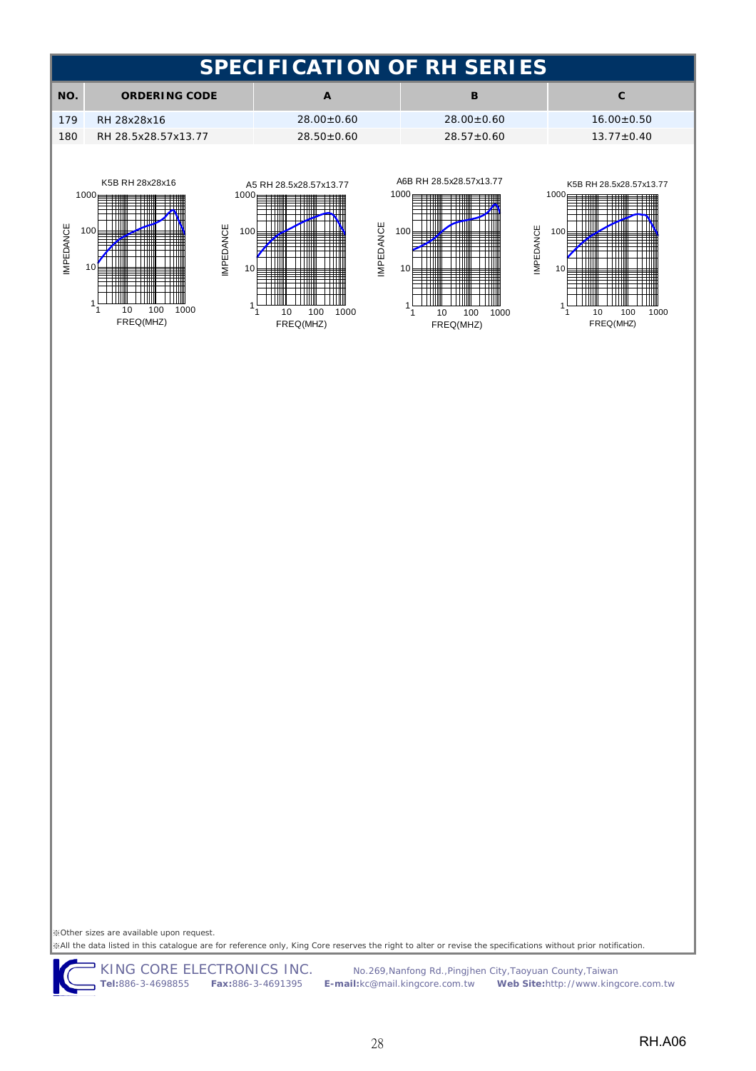# SPECIFICATION OF RH SERIES

| NO. | ORDERING CODE | A | B | C |
|---|---|---|---|---|
| 179 | RH 28x28x16 | 28.00±0.60 | 28.00±0.60 | 16.00±0.50 |
| 180 | RH 28.5x28.57x13.77 | 28.50±0.60 | 28.57±0.60 | 13.77±0.40 |

K5B RH 28x28x16
IMPEDANCE
1000
100
10
1
1 10 100 1000
FREQ(MHZ)

A5 RH 28.5x28.57x13.77
IMPEDANCE
1000
100
10
1
1 10 100 1000
FREQ(MHZ)

A6B RH 28.5x28.57x13.77
IMPEDANCE
1000
100
10
1
1 10 100 1000
FREQ(MHZ)

K5B RH 28.5x28.57x13.77
IMPEDANCE
1000
100
10
1
1 10 100 1000
FREQ(MHZ)

※Other sizes are available upon request.
※All the data listed in this catalogue are for reference only, King Core reserves the right to alter or revise the specifications without prior notification.

KING CORE ELECTRONICS INC. No.269,Nanfong Rd.,Pingjhen City,Taoyuan County,Taiwan
**Tel:**886-3-4698855 **Fax:**886-3-4691395 **E-mail:**kc@mail.kingcore.com.tw **Web Site:**http://www.kingcore.com.tw

RH.A06